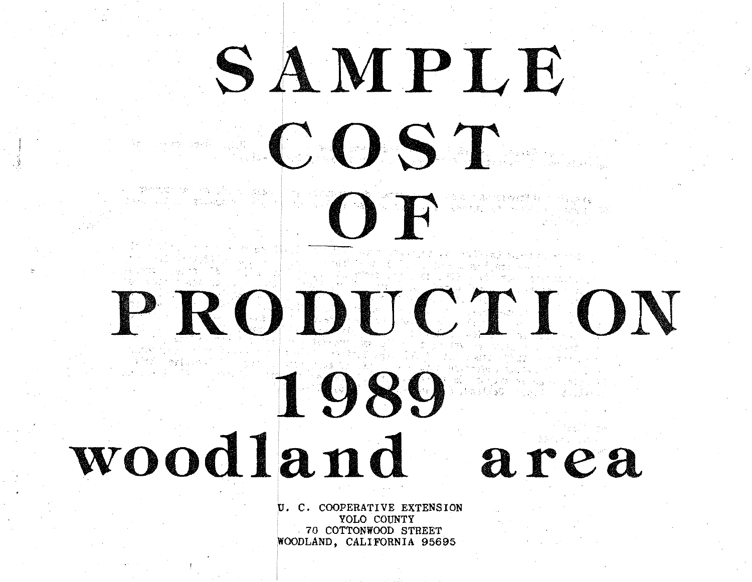# SAMPLE COST OF PRODUCTION 1989

# woodland area

U. C. COOPERATIVE EXTENSION
YOLO COUNTY
70 COTTONWOOD STREET
WOODLAND, CALIFORNIA 95695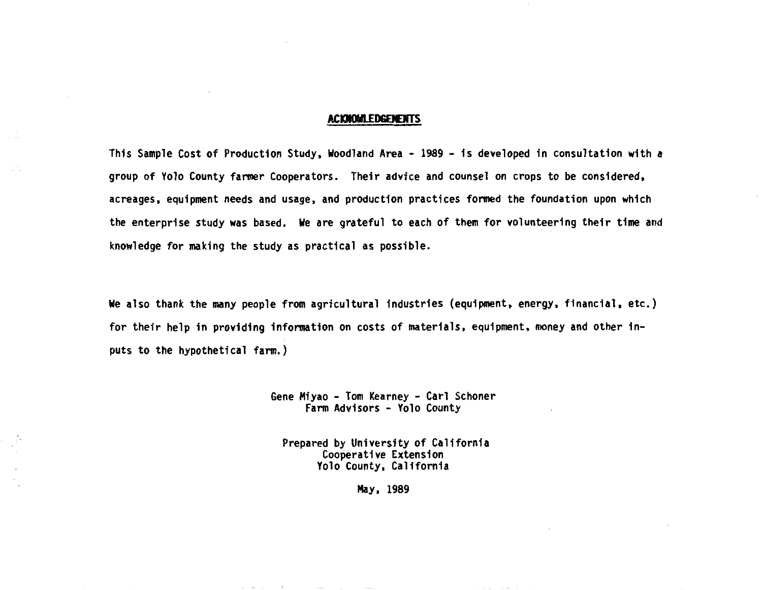## ACKNOWLEDGEMENTS

This Sample Cost of Production Study, Woodland Area - 1989 - is developed in consultation with a group of Yolo County farmer Cooperators. Their advice and counsel on crops to be considered, acreages, equipment needs and usage, and production practices formed the foundation upon which the enterprise study was based. We are grateful to each of them for volunteering their time and knowledge for making the study as practical as possible.

We also thank the many people from agricultural industries (equipment, energy, financial, etc.) for their help in providing information on costs of materials, equipment, money and other inputs to the hypothetical farm.)

Gene Miyao - Tom Kearney - Carl Schoner
Farm Advisors - Yolo County

Prepared by University of California
Cooperative Extension
Yolo County, California

May, 1989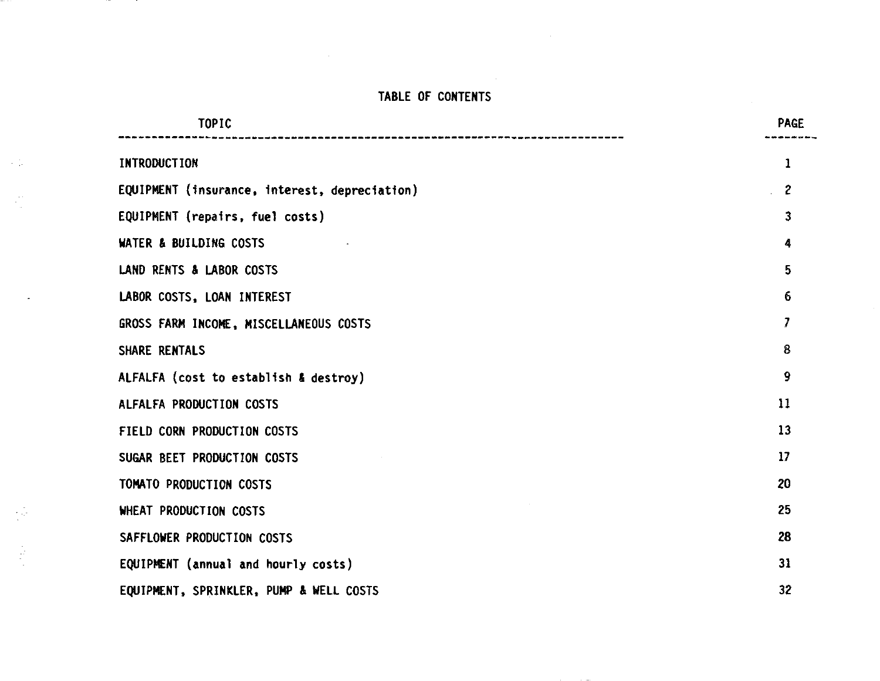# TABLE OF CONTENTS

| TOPIC | PAGE |
|---|---|
| INTRODUCTION | 1 |
| EQUIPMENT (insurance, interest, depreciation) | 2 |
| EQUIPMENT (repairs, fuel costs) | 3 |
| WATER & BUILDING COSTS | 4 |
| LAND RENTS & LABOR COSTS | 5 |
| LABOR COSTS, LOAN INTEREST | 6 |
| GROSS FARM INCOME, MISCELLANEOUS COSTS | 7 |
| SHARE RENTALS | 8 |
| ALFALFA (cost to establish & destroy) | 9 |
| ALFALFA PRODUCTION COSTS | 11 |
| FIELD CORN PRODUCTION COSTS | 13 |
| SUGAR BEET PRODUCTION COSTS | 17 |
| TOMATO PRODUCTION COSTS | 20 |
| WHEAT PRODUCTION COSTS | 25 |
| SAFFLOWER PRODUCTION COSTS | 28 |
| EQUIPMENT (annual and hourly costs) | 31 |
| EQUIPMENT, SPRINKLER, PUMP & WELL COSTS | 32 |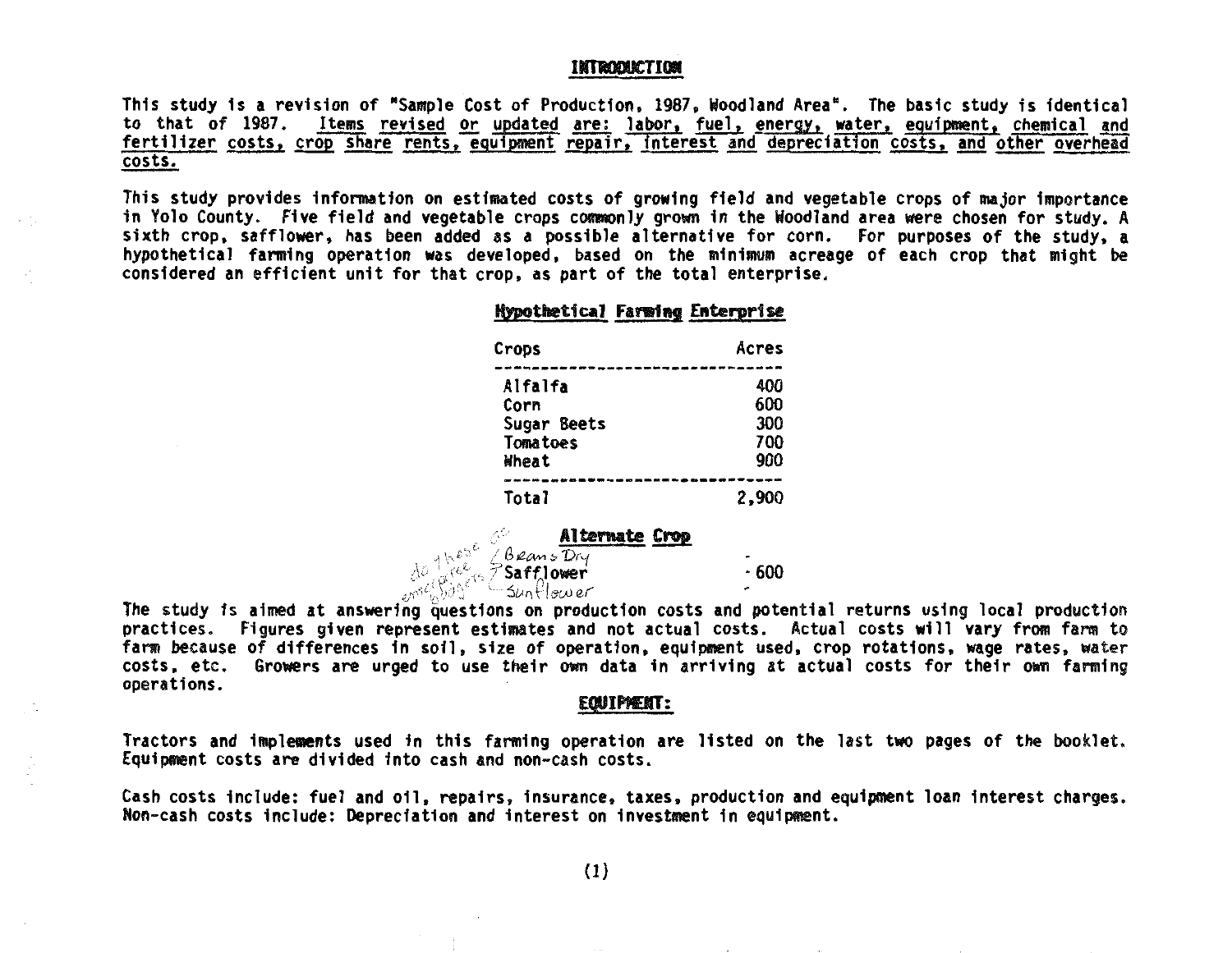## INTRODUCTION

This study is a revision of "Sample Cost of Production, 1987, Woodland Area". The basic study is identical to that of 1987. Items revised or updated are: labor, fuel, energy, water, equipment, chemical and fertilizer costs, crop share rents, equipment repair, interest and depreciation costs, and other overhead costs.

This study provides information on estimated costs of growing field and vegetable crops of major importance in Yolo County. Five field and vegetable crops commonly grown in the Woodland area were chosen for study. A sixth crop, safflower, has been added as a possible alternative for corn. For purposes of the study, a hypothetical farming operation was developed, based on the minimum acreage of each crop that might be considered an efficient unit for that crop, as part of the total enterprise.

### Hypothetical Farming Enterprise

| Crops | Acres |
|---|---|
| Alfalfa | 400 |
| Corn | 600 |
| Sugar Beets | 300 |
| Tomatoes | 700 |
| Wheat | 900 |
| Total | 2,900 |

### Alternate Crop

| Crop | Acres |
|---|---|
| Beans Dry | - |
| Safflower | 600 |
| Sunflower | - |

do these get entered as budgets?

The study is aimed at answering questions on production costs and potential returns using local production practices. Figures given represent estimates and not actual costs. Actual costs will vary from farm to farm because of differences in soil, size of operation, equipment used, crop rotations, wage rates, water costs, etc. Growers are urged to use their own data in arriving at actual costs for their own farming operations.

## EQUIPMENT:

Tractors and implements used in this farming operation are listed on the last two pages of the booklet. Equipment costs are divided into cash and non-cash costs.

Cash costs include: fuel and oil, repairs, insurance, taxes, production and equipment loan interest charges. Non-cash costs include: Depreciation and interest on investment in equipment.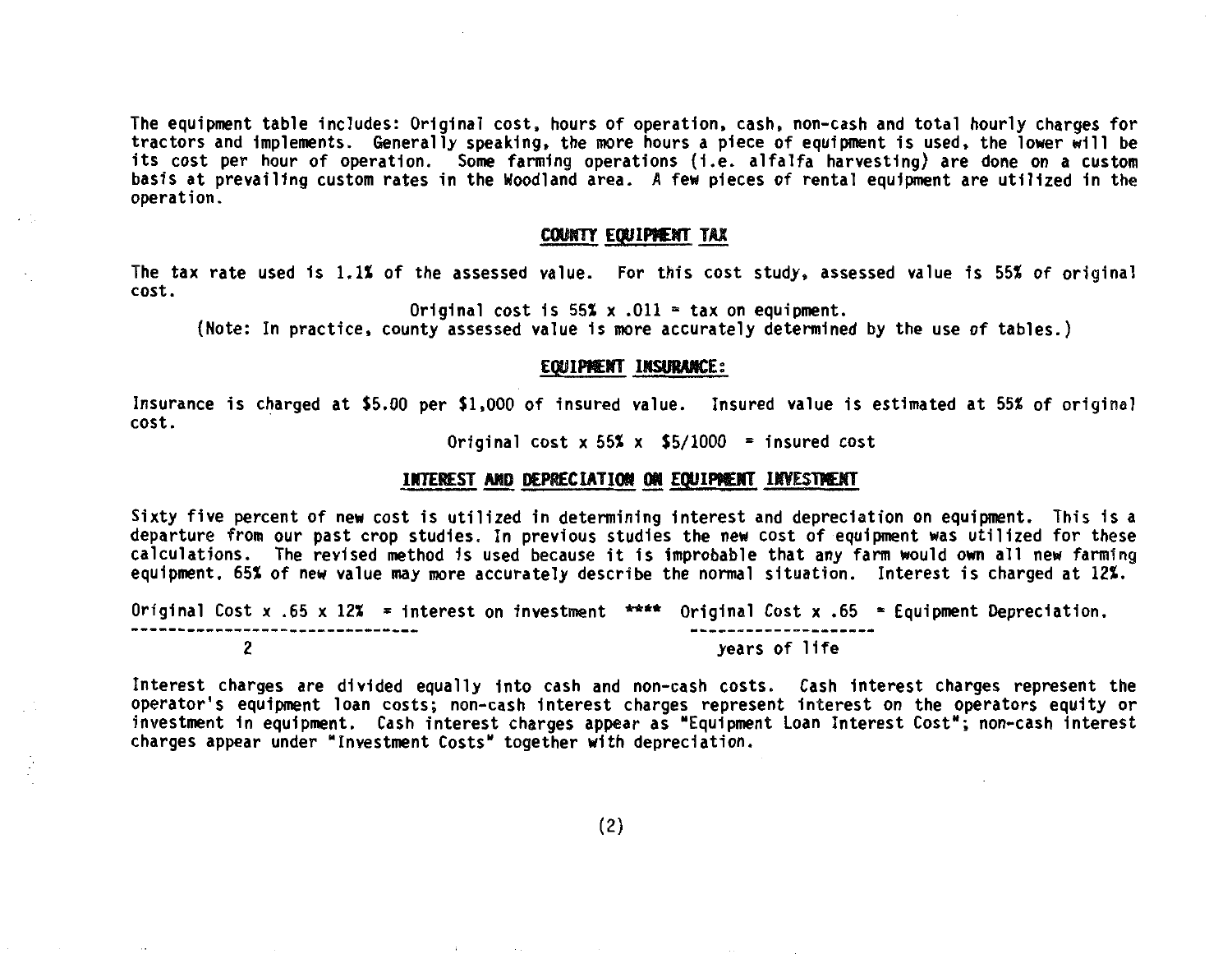The equipment table includes: Original cost, hours of operation, cash, non-cash and total hourly charges for tractors and implements. Generally speaking, the more hours a piece of equipment is used, the lower will be its cost per hour of operation. Some farming operations (i.e. alfalfa harvesting) are done on a custom basis at prevailing custom rates in the Woodland area. A few pieces of rental equipment are utilized in the operation.

## COUNTY EQUIPMENT TAX

The tax rate used is 1.1% of the assessed value. For this cost study, assessed value is 55% of original cost.

Original cost is 55% x .011 = tax on equipment.

(Note: In practice, county assessed value is more accurately determined by the use of tables.)

## EQUIPMENT INSURANCE:

Insurance is charged at $5.00 per $1,000 of insured value. Insured value is estimated at 55% of original cost.

Original cost x 55% x $5/1000 = insured cost

## INTEREST AND DEPRECIATION ON EQUIPMENT INVESTMENT

Sixty five percent of new cost is utilized in determining interest and depreciation on equipment. This is a departure from our past crop studies. In previous studies the new cost of equipment was utilized for these calculations. The revised method is used because it is improbable that any farm would own all new farming equipment. 65% of new value may more accurately describe the normal situation. Interest is charged at 12%.

$$\frac{\text{Original Cost} \times .65 \times 12\%}{2} = \text{interest on investment} \quad \text{****} \quad \frac{\text{Original Cost} \times .65}{\text{years of life}} = \text{Equipment Depreciation.}$$

Interest charges are divided equally into cash and non-cash costs. Cash interest charges represent the operator's equipment loan costs; non-cash interest charges represent interest on the operators equity or investment in equipment. Cash interest charges appear as "Equipment Loan Interest Cost"; non-cash interest charges appear under "Investment Costs" together with depreciation.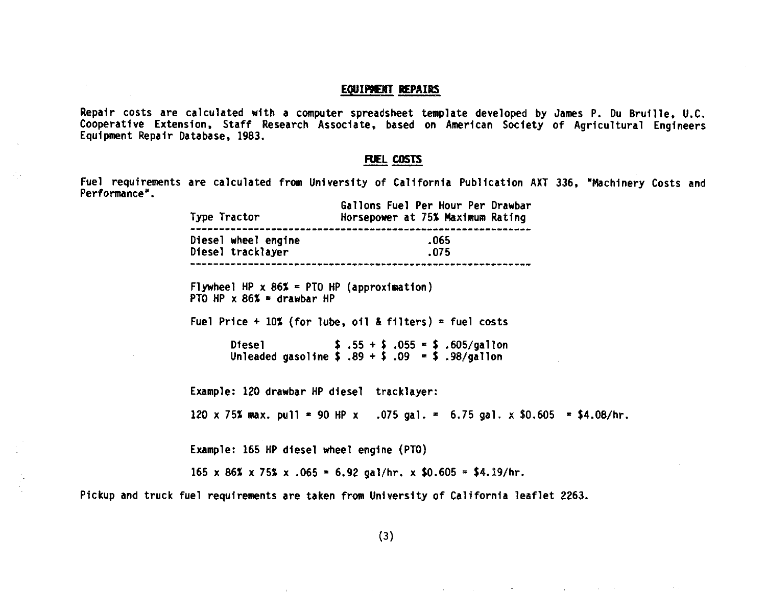## EQUIPMENT REPAIRS

Repair costs are calculated with a computer spreadsheet template developed by James P. Du Bruille, U.C. Cooperative Extension, Staff Research Associate, based on American Society of Agricultural Engineers Equipment Repair Database, 1983.

## FUEL COSTS

Fuel requirements are calculated from University of California Publication AXT 336, "Machinery Costs and Performance".

| Type Tractor | Gallons Fuel Per Hour Per Drawbar Horsepower at 75% Maximum Rating |
|---|---|
| Diesel wheel engine | .065 |
| Diesel tracklayer | .075 |

Flywheel HP x 86% = PTO HP (approximation)
PTO HP x 86% = drawbar HP

Fuel Price + 10% (for lube, oil & filters) = fuel costs

Diesel $ .55 + $ .055 = $ .605/gallon
Unleaded gasoline $ .89 + $ .09 = $ .98/gallon

Example: 120 drawbar HP diesel tracklayer:

120 x 75% max. pull = 90 HP x .075 gal. = 6.75 gal. x $0.605 = $4.08/hr.

Example: 165 HP diesel wheel engine (PTO)

165 x 86% x 75% x .065 = 6.92 gal/hr. x $0.605 = $4.19/hr.

Pickup and truck fuel requirements are taken from University of California leaflet 2263.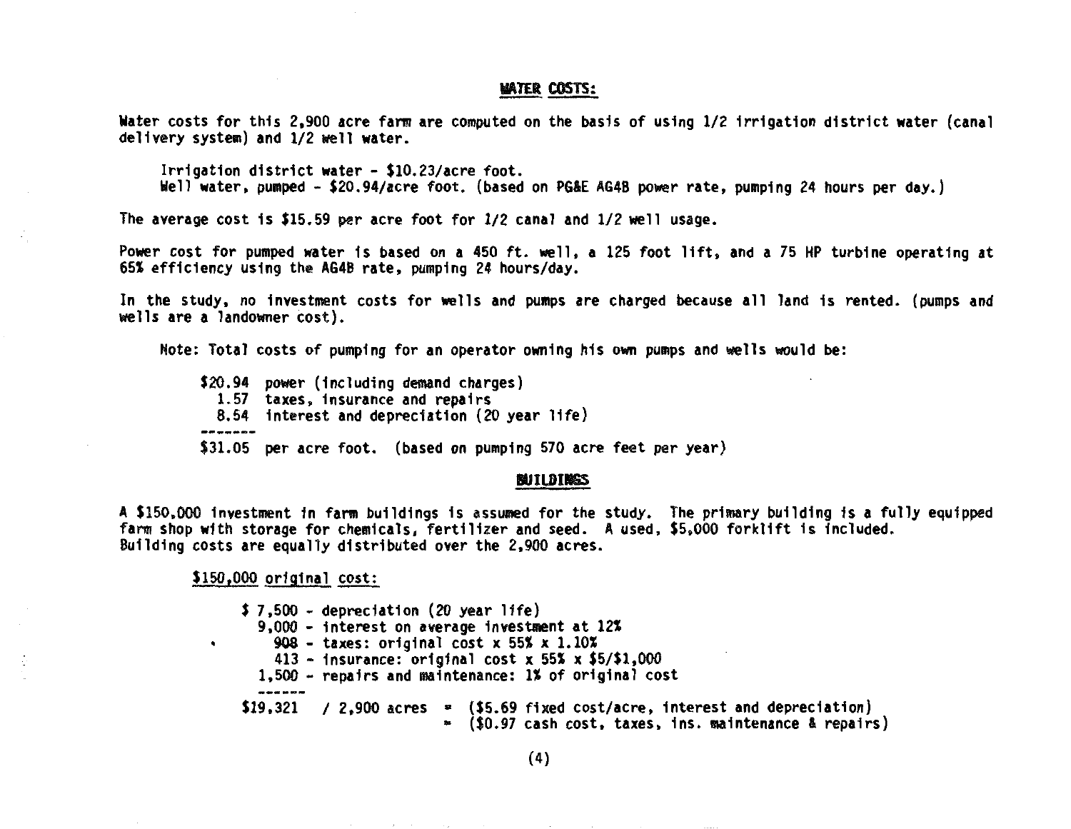## WATER COSTS:

Water costs for this 2,900 acre farm are computed on the basis of using 1/2 irrigation district water (canal delivery system) and 1/2 well water.

> Irrigation district water - $10.23/acre foot.
> Well water, pumped - $20.94/acre foot. (based on PG&E AG4B power rate, pumping 24 hours per day.)

The average cost is $15.59 per acre foot for 1/2 canal and 1/2 well usage.

Power cost for pumped water is based on a 450 ft. well, a 125 foot lift, and a 75 HP turbine operating at 65% efficiency using the AG4B rate, pumping 24 hours/day.

In the study, no investment costs for wells and pumps are charged because all land is rented. (pumps and wells are a landowner cost).

Note: Total costs of pumping for an operator owning his own pumps and wells would be:

```
$20.94  power (including demand charges)
  1.57  taxes, insurance and repairs
  8.54  interest and depreciation (20 year life)
-------
$31.05  per acre foot.  (based on pumping 570 acre feet per year)
```

## BUILDINGS

A $150,000 investment in farm buildings is assumed for the study. The primary building is a fully equipped farm shop with storage for chemicals, fertilizer and seed. A used, $5,000 forklift is included. Building costs are equally distributed over the 2,900 acres.

<u>$150,000</u> <u>original</u> <u>cost:</u>

```
$ 7,500 - depreciation (20 year life)
  9,000 - interest on average investment at 12%
    908 - taxes: original cost x 55% x 1.10%
    413 - insurance: original cost x 55% x $5/$1,000
  1,500 - repairs and maintenance: 1% of original cost
-------
$19,321  / 2,900 acres  =  ($5.69 fixed cost/acre, interest and depreciation)
                        =  ($0.97 cash cost, taxes, ins. maintenance & repairs)
```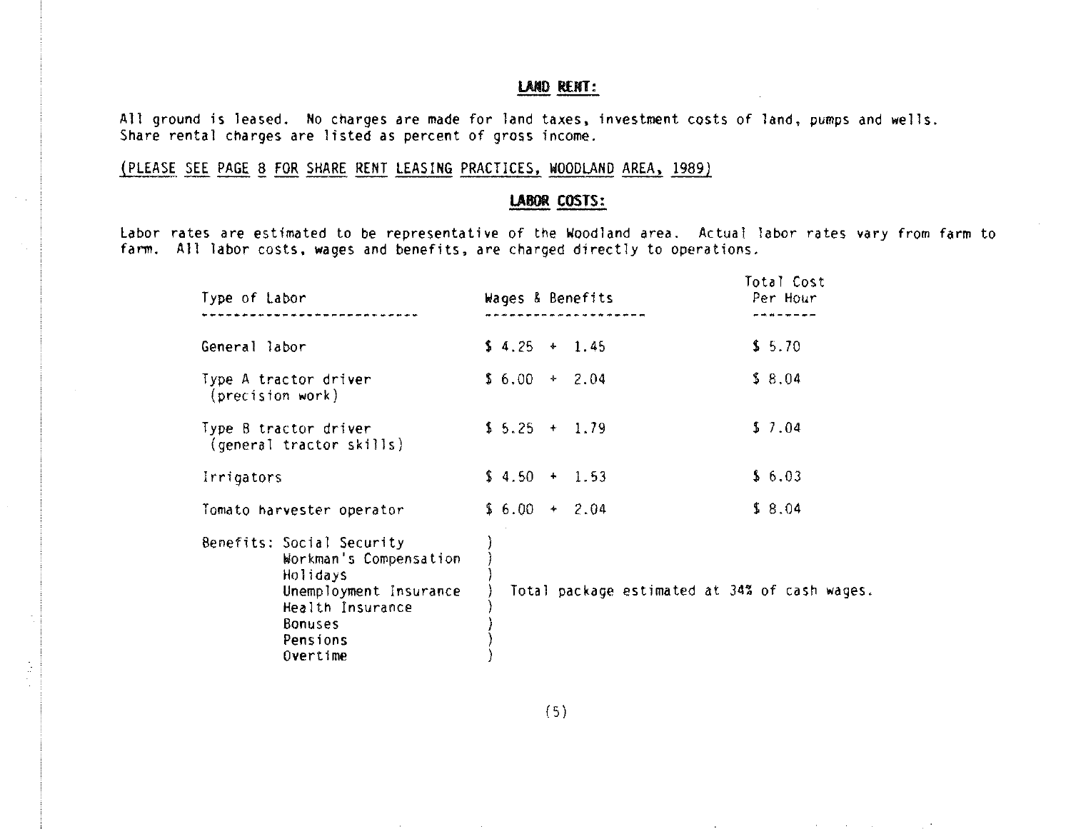## LAND RENT:

All ground is leased. No charges are made for land taxes, investment costs of land, pumps and wells. Share rental charges are listed as percent of gross income.

(PLEASE SEE PAGE 8 FOR SHARE RENT LEASING PRACTICES, WOODLAND AREA, 1989)

## LABOR COSTS:

Labor rates are estimated to be representative of the Woodland area. Actual labor rates vary from farm to farm. All labor costs, wages and benefits, are charged directly to operations.

| Type of Labor | Wages & Benefits | Total Cost Per Hour |
|---|---|---|
| General labor | $ 4.25 + 1.45 | $ 5.70 |
| Type A tractor driver (precision work) | $ 6.00 + 2.04 | $ 8.04 |
| Type B tractor driver (general tractor skills) | $ 5.25 + 1.79 | $ 7.04 |
| Irrigators | $ 4.50 + 1.53 | $ 6.03 |
| Tomato harvester operator | $ 6.00 + 2.04 | $ 8.04 |

Benefits:
- Social Security
- Workman's Compensation
- Holidays
- Unemployment Insurance
- Health Insurance
- Bonuses
- Pensions
- Overtime

Total package estimated at 34% of cash wages.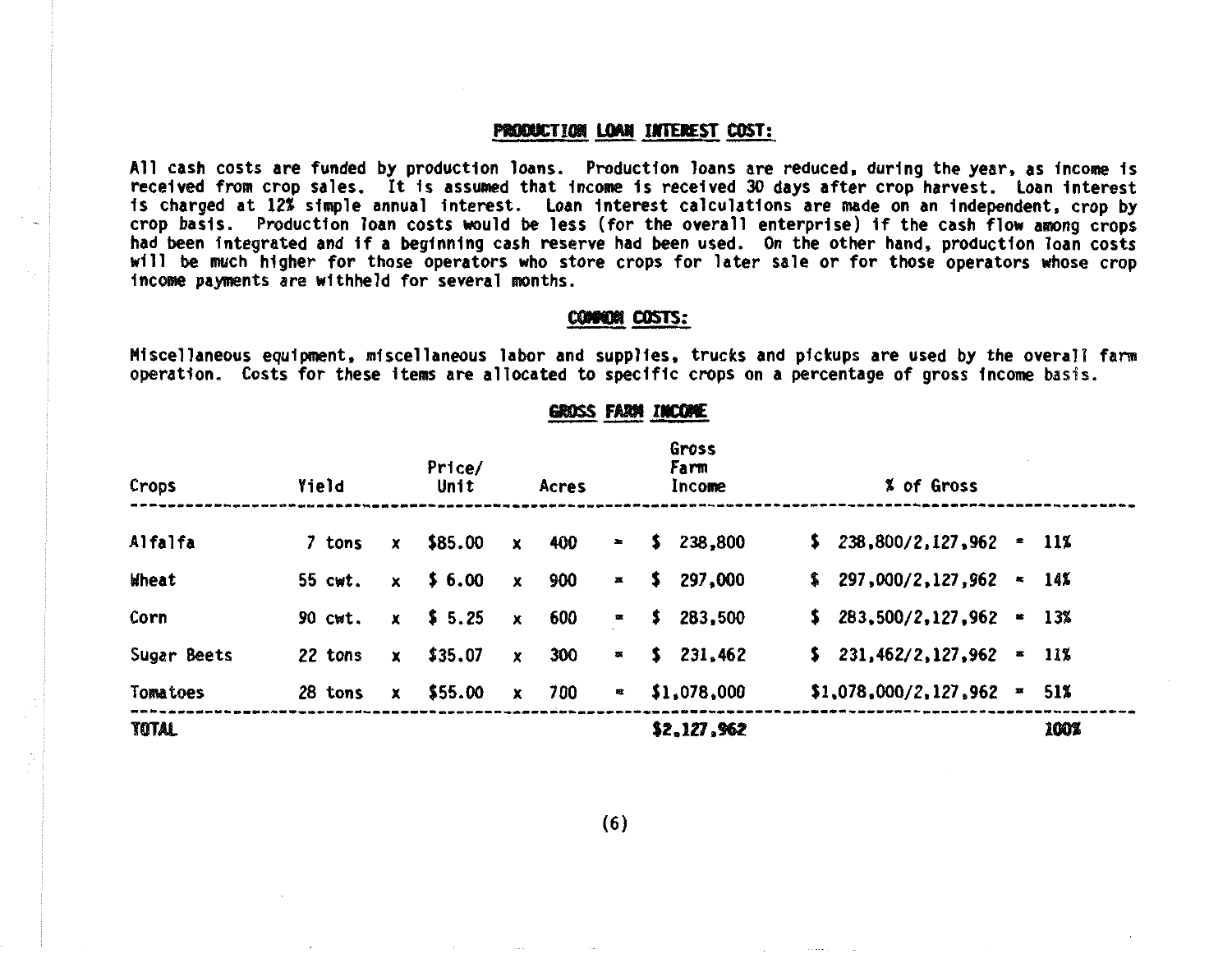## PRODUCTION LOAN INTEREST COST:

All cash costs are funded by production loans. Production loans are reduced, during the year, as income is received from crop sales. It is assumed that income is received 30 days after crop harvest. Loan interest is charged at 12% simple annual interest. Loan interest calculations are made on an independent, crop by crop basis. Production loan costs would be less (for the overall enterprise) if the cash flow among crops had been integrated and if a beginning cash reserve had been used. On the other hand, production loan costs will be much higher for those operators who store crops for later sale or for those operators whose crop income payments are withheld for several months.

## COMMON COSTS:

Miscellaneous equipment, miscellaneous labor and supplies, trucks and pickups are used by the overall farm operation. Costs for these items are allocated to specific crops on a percentage of gross income basis.

## GROSS FARM INCOME

| Crops | Yield | | Price/ Unit | | Acres | | Gross Farm Income | % of Gross | |
|---|---|---|---|---|---|---|---|---|---|
| Alfalfa | 7 tons | x | $85.00 | x | 400 | = | $ 238,800 | $ 238,800/2,127,962 = | 11% |
| Wheat | 55 cwt. | x | $ 6.00 | x | 900 | = | $ 297,000 | $ 297,000/2,127,962 = | 14% |
| Corn | 90 cwt. | x | $ 5.25 | x | 600 | = | $ 283,500 | $ 283,500/2,127,962 = | 13% |
| Sugar Beets | 22 tons | x | $35.07 | x | 300 | = | $ 231,462 | $ 231,462/2,127,962 = | 11% |
| Tomatoes | 28 tons | x | $55.00 | x | 700 | = | $1,078,000 | $1,078,000/2,127,962 = | 51% |
| **TOTAL** | | | | | | | **$2,127,962** | | **100%** |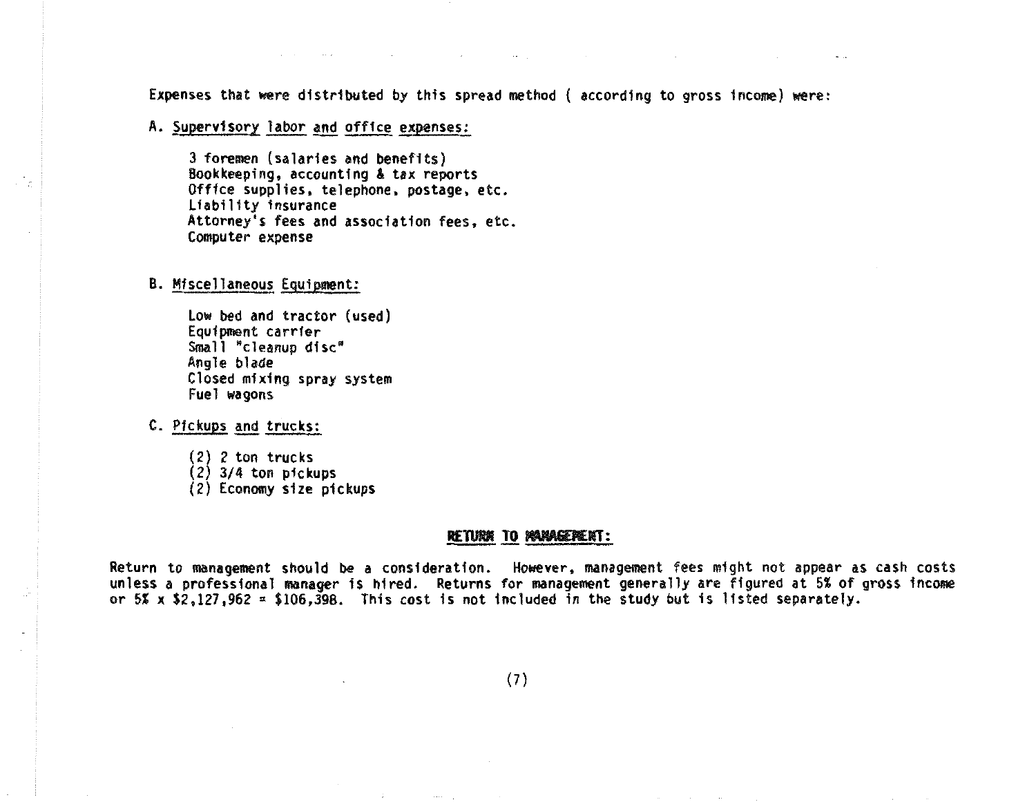Expenses that were distributed by this spread method ( according to gross income) were:

A. Supervisory labor and office expenses:

- 3 foremen (salaries and benefits)
- Bookkeeping, accounting & tax reports
- Office supplies, telephone, postage, etc.
- Liability insurance
- Attorney's fees and association fees, etc.
- Computer expense

B. Miscellaneous Equipment:

- Low bed and tractor (used)
- Equipment carrier
- Small "cleanup disc"
- Angle blade
- Closed mixing spray system
- Fuel wagons

C. Pickups and trucks:

- (2) 2 ton trucks
- (2) 3/4 ton pickups
- (2) Economy size pickups

## RETURN TO MANAGEMENT:

Return to management should be a consideration. However, management fees might not appear as cash costs unless a professional manager is hired. Returns for management generally are figured at 5% of gross income or 5% x $2,127,962 = $106,398. This cost is not included in the study but is listed separately.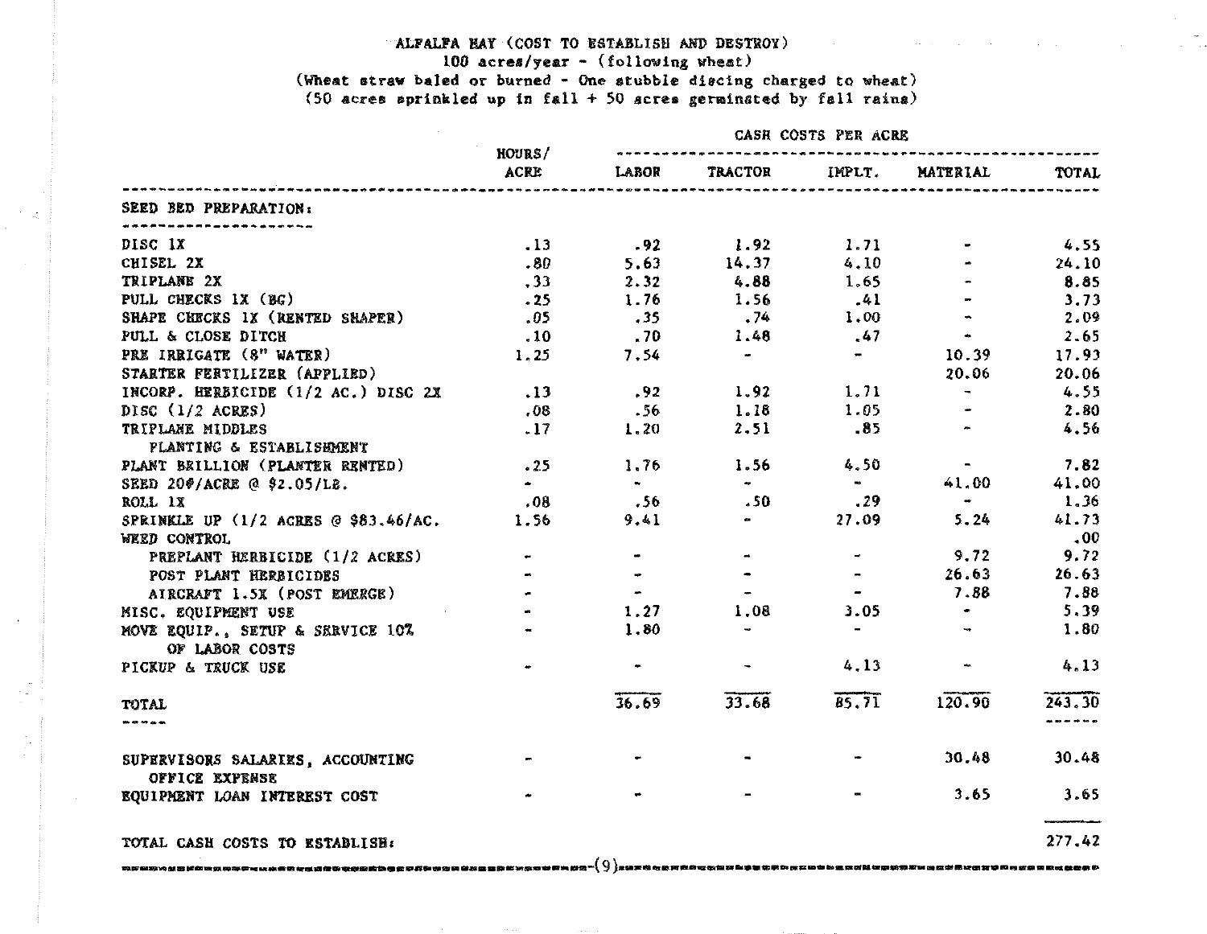# ALFALFA HAY (COST TO ESTABLISH AND DESTROY)

100 acres/year - (following wheat)
(Wheat straw baled or burned - One stubble discing charged to wheat)
(50 acres sprinkled up in fall + 50 acres germinated by fall rains)

| | HOURS/ | CASH COSTS PER ACRE | | | | |
|---|---|---|---|---|---|---|
| | ACRE | LABOR | TRACTOR | IMPLT. | MATERIAL | TOTAL |
| **SEED BED PREPARATION:** | | | | | | |
| DISC 1X | .13 | .92 | 1.92 | 1.71 | - | 4.55 |
| CHISEL 2X | .80 | 5.63 | 14.37 | 4.10 | - | 24.10 |
| TRIPLANE 2X | .33 | 2.32 | 4.88 | 1.65 | - | 8.85 |
| PULL CHECKS 1X (BG) | .25 | 1.76 | 1.56 | .41 | - | 3.73 |
| SHAPE CHECKS 1X (RENTED SHAPER) | .05 | .35 | .74 | 1.00 | - | 2.09 |
| PULL & CLOSE DITCH | .10 | .70 | 1.48 | .47 | - | 2.65 |
| PRE IRRIGATE (8" WATER) | 1.25 | 7.54 | - | - | 10.39 | 17.93 |
| STARTER FERTILIZER (APPLIED) | | | | | 20.06 | 20.06 |
| INCORP. HERBICIDE (1/2 AC.) DISC 2X | .13 | .92 | 1.92 | 1.71 | - | 4.55 |
| DISC (1/2 ACRES) | .08 | .56 | 1.18 | 1.05 | - | 2.80 |
| TRIPLANE MIDDLES | .17 | 1.20 | 2.51 | .85 | - | 4.56 |
| PLANTING & ESTABLISHMENT | | | | | | |
| PLANT BRILLION (PLANTER RENTED) | .25 | 1.76 | 1.56 | 4.50 | - | 7.82 |
| SEED 20#/ACRE @ $2.05/LB. | - | - | - | - | 41.00 | 41.00 |
| ROLL 1X | .08 | .56 | .50 | .29 | - | 1.36 |
| SPRINKLE UP (1/2 ACRES @ $83.46/AC. | 1.56 | 9.41 | - | 27.09 | 5.24 | 41.73 |
| WEED CONTROL | | | | | | .00 |
| PREPLANT HERBICIDE (1/2 ACRES) | - | - | - | - | 9.72 | 9.72 |
| POST PLANT HERBICIDES | - | - | - | - | 26.63 | 26.63 |
| AIRCRAFT 1.5X (POST EMERGE) | - | - | - | - | 7.88 | 7.88 |
| MISC. EQUIPMENT USE | - | 1.27 | 1.08 | 3.05 | - | 5.39 |
| MOVE EQUIP., SETUP & SERVICE 10% OF LABOR COSTS | - | 1.80 | - | - | - | 1.80 |
| PICKUP & TRUCK USE | - | - | - | 4.13 | - | 4.13 |
| **TOTAL** | | 36.69 | 33.68 | 85.71 | 120.90 | 243.30 |
| SUPERVISORS SALARIES, ACCOUNTING OFFICE EXPENSE | - | - | - | - | 30.48 | 30.48 |
| EQUIPMENT LOAN INTEREST COST | - | - | - | - | 3.65 | 3.65 |
| TOTAL CASH COSTS TO ESTABLISH: | | | | | | 277.42 |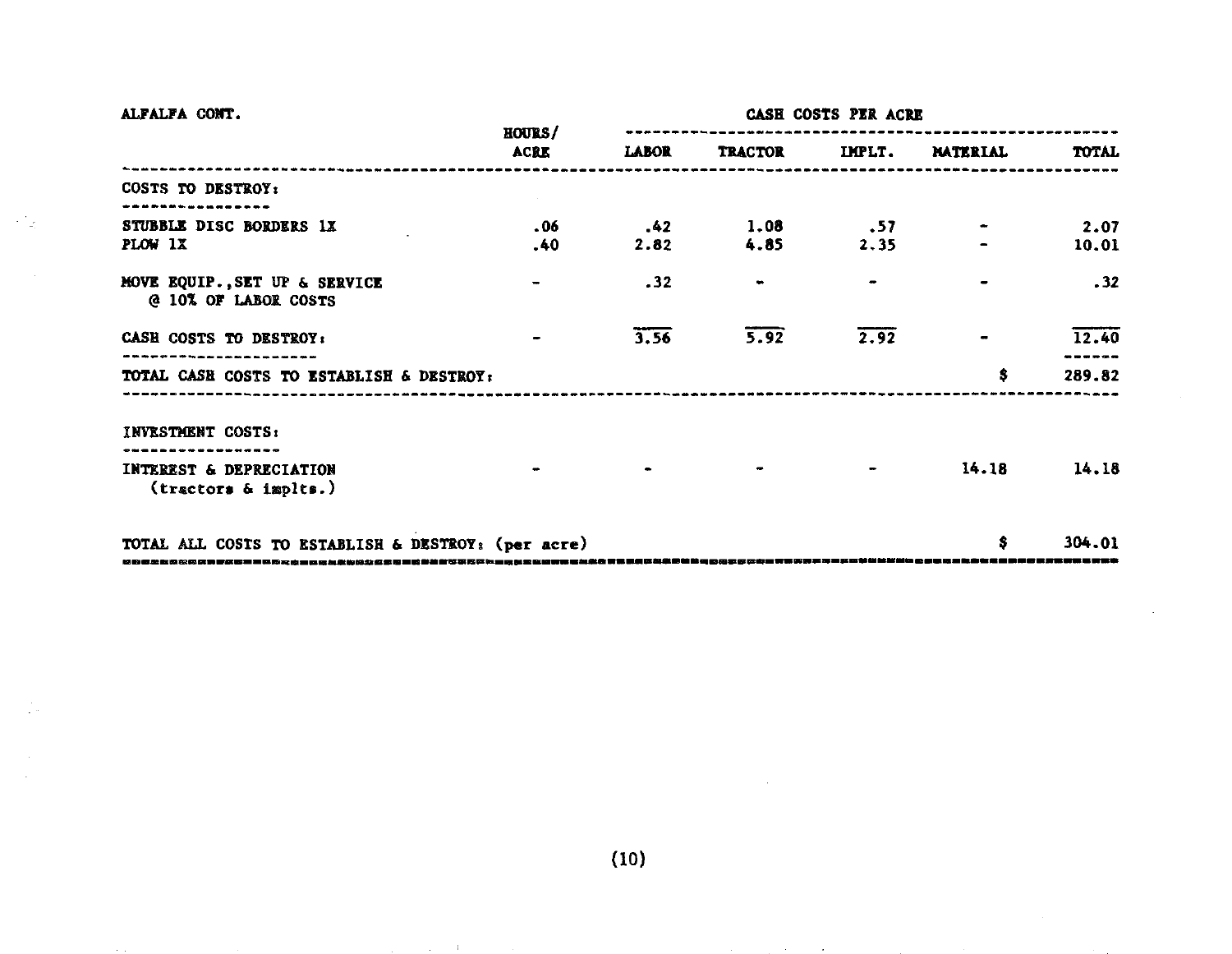ALFALFA CONT.

| | HOURS/ ACRE | CASH COSTS PER ACRE | | | | |
|---|---|---|---|---|---|---|
| | | LABOR | TRACTOR | IMPLT. | MATERIAL | TOTAL |
| **COSTS TO DESTROY:** | | | | | | |
| STUBBLE DISC BORDERS 1X | .06 | .42 | 1.08 | .57 | - | 2.07 |
| PLOW 1X | .40 | 2.82 | 4.85 | 2.35 | - | 10.01 |
| MOVE EQUIP., SET UP & SERVICE @ 10% OF LABOR COSTS | - | .32 | - | - | - | .32 |
| **CASH COSTS TO DESTROY:** | - | 3.56 | 5.92 | 2.92 | - | 12.40 |
| **TOTAL CASH COSTS TO ESTABLISH & DESTROY:** | | | | | $ | 289.82 |
| **INVESTMENT COSTS:** | | | | | | |
| INTEREST & DEPRECIATION (tractors & implts.) | - | - | - | - | 14.18 | 14.18 |
| **TOTAL ALL COSTS TO ESTABLISH & DESTROY: (per acre)** | | | | | $ | 304.01 |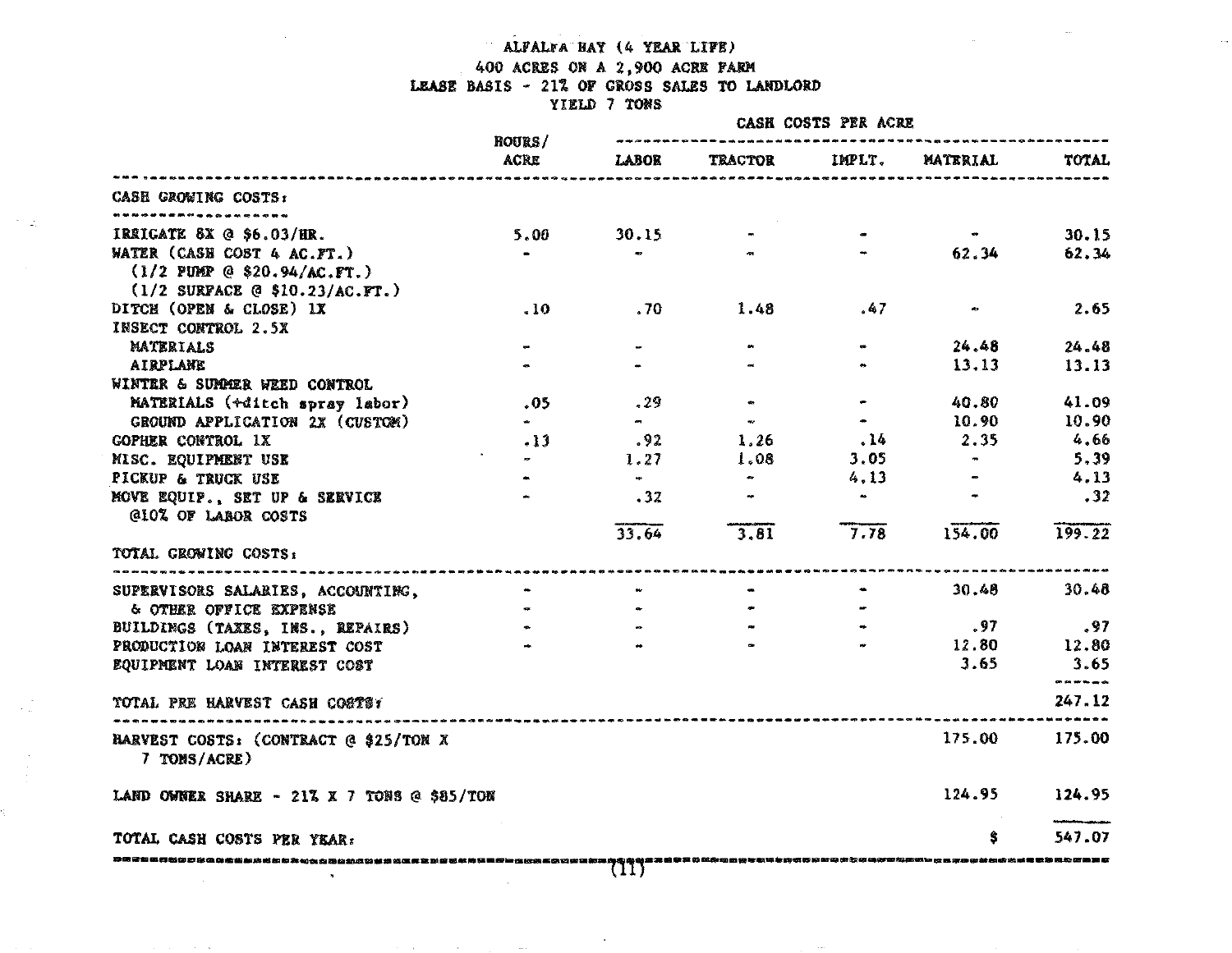# ALFALFA HAY (4 YEAR LIFE)

## 400 ACRES ON A 2,900 ACRE FARM

## LEASE BASIS - 21% OF GROSS SALES TO LANDLORD

## YIELD 7 TONS

| | HOURS/ ACRE | CASH COSTS PER ACRE | | | | |
|---|---|---|---|---|---|---|
| | | LABOR | TRACTOR | IMPLT. | MATERIAL | TOTAL |
| **CASH GROWING COSTS:** | | | | | | |
| IRRIGATE 8X @ $6.03/HR. | 5.00 | 30.15 | - | - | - | 30.15 |
| WATER (CASH COST 4 AC.FT.) (1/2 PUMP @ $20.94/AC.FT.) (1/2 SURFACE @ $10.23/AC.FT.) | - | - | - | - | 62.34 | 62.34 |
| DITCH (OPEN & CLOSE) 1X | .10 | .70 | 1.48 | .47 | - | 2.65 |
| INSECT CONTROL 2.5X | | | | | | |
| MATERIALS | - | - | - | - | 24.48 | 24.48 |
| AIRPLANE | - | - | - | - | 13.13 | 13.13 |
| WINTER & SUMMER WEED CONTROL | | | | | | |
| MATERIALS (+ditch spray labor) | .05 | .29 | - | - | 40.80 | 41.09 |
| GROUND APPLICATION 2X (CUSTOM) | - | - | - | - | 10.90 | 10.90 |
| GOPHER CONTROL 1X | .13 | .92 | 1.26 | .14 | 2.35 | 4.66 |
| MISC. EQUIPMENT USE | - | 1.27 | 1.08 | 3.05 | - | 5.39 |
| PICKUP & TRUCK USE | - | - | - | 4.13 | - | 4.13 |
| MOVE EQUIP., SET UP & SERVICE @10% OF LABOR COSTS | - | .32 | - | - | - | .32 |
| **TOTAL GROWING COSTS:** | | 33.64 | 3.81 | 7.78 | 154.00 | 199.22 |
| SUPERVISORS SALARIES, ACCOUNTING, & OTHER OFFICE EXPENSE | - | - | - | - | 30.48 | 30.48 |
| BUILDINGS (TAXES, INS., REPAIRS) | - | - | - | - | .97 | .97 |
| PRODUCTION LOAN INTEREST COST | - | - | - | - | 12.80 | 12.80 |
| EQUIPMENT LOAN INTEREST COST | | | | | 3.65 | 3.65 |
| **TOTAL PRE HARVEST CASH COSTS:** | | | | | | 247.12 |
| HARVEST COSTS: (CONTRACT @ $25/TON X 7 TONS/ACRE) | | | | | 175.00 | 175.00 |
| LAND OWNER SHARE - 21% X 7 TONS @ $85/TON | | | | | 124.95 | 124.95 |
| **TOTAL CASH COSTS PER YEAR:** | | | | | $ | 547.07 |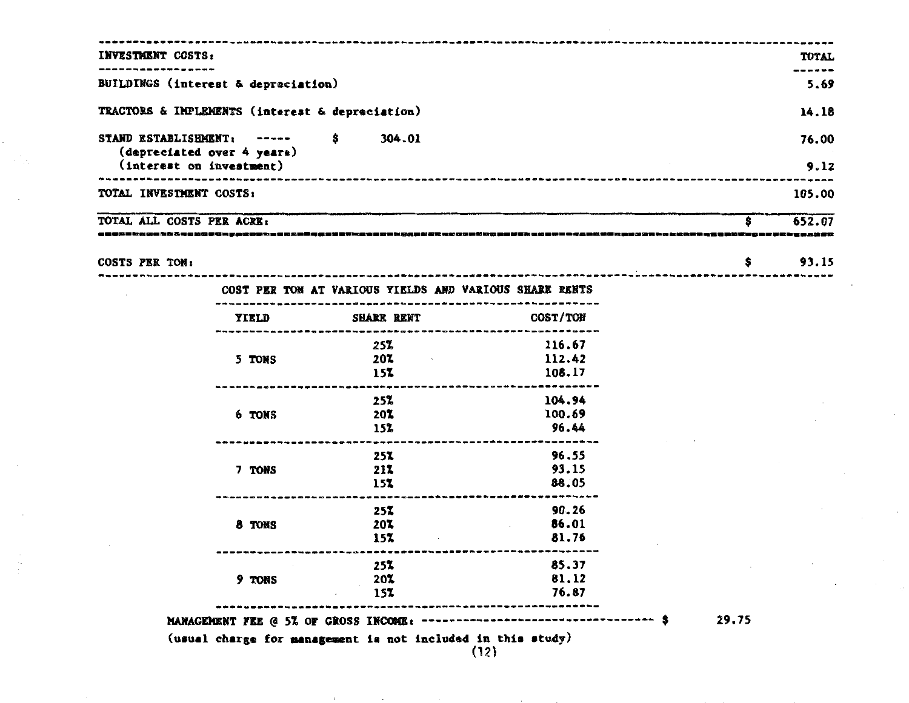| INVESTMENT COSTS: | | TOTAL |
| --- | --- | --- |
| BUILDINGS (interest & depreciation) | | 5.69 |
| TRACTORS & IMPLEMENTS (interest & depreciation) | | 14.18 |
| STAND ESTABLISHMENT: ----- (depreciated over 4 years) | $ 304.01 | 76.00 |
| (interest on investment) | | 9.12 |
| TOTAL INVESTMENT COSTS: | | 105.00 |
| TOTAL ALL COSTS PER ACRE: | | $ 652.07 |
| COSTS PER TON: | | $ 93.15 |

COST PER TON AT VARIOUS YIELDS AND VARIOUS SHARE RENTS

| YIELD | SHARE RENT | COST/TON |
| --- | --- | --- |
| 5 TONS | 25% | 116.67 |
| | 20% | 112.42 |
| | 15% | 108.17 |
| 6 TONS | 25% | 104.94 |
| | 20% | 100.69 |
| | 15% | 96.44 |
| 7 TONS | 25% | 96.55 |
| | 21% | 93.15 |
| | 15% | 88.05 |
| 8 TONS | 25% | 90.26 |
| | 20% | 86.01 |
| | 15% | 81.76 |
| 9 TONS | 25% | 85.37 |
| | 20% | 81.12 |
| | 15% | 76.87 |

MANAGEMENT FEE @ 5% OF GROSS INCOME: ---------------------------------- $ 29.75

(usual charge for management is not included in this study)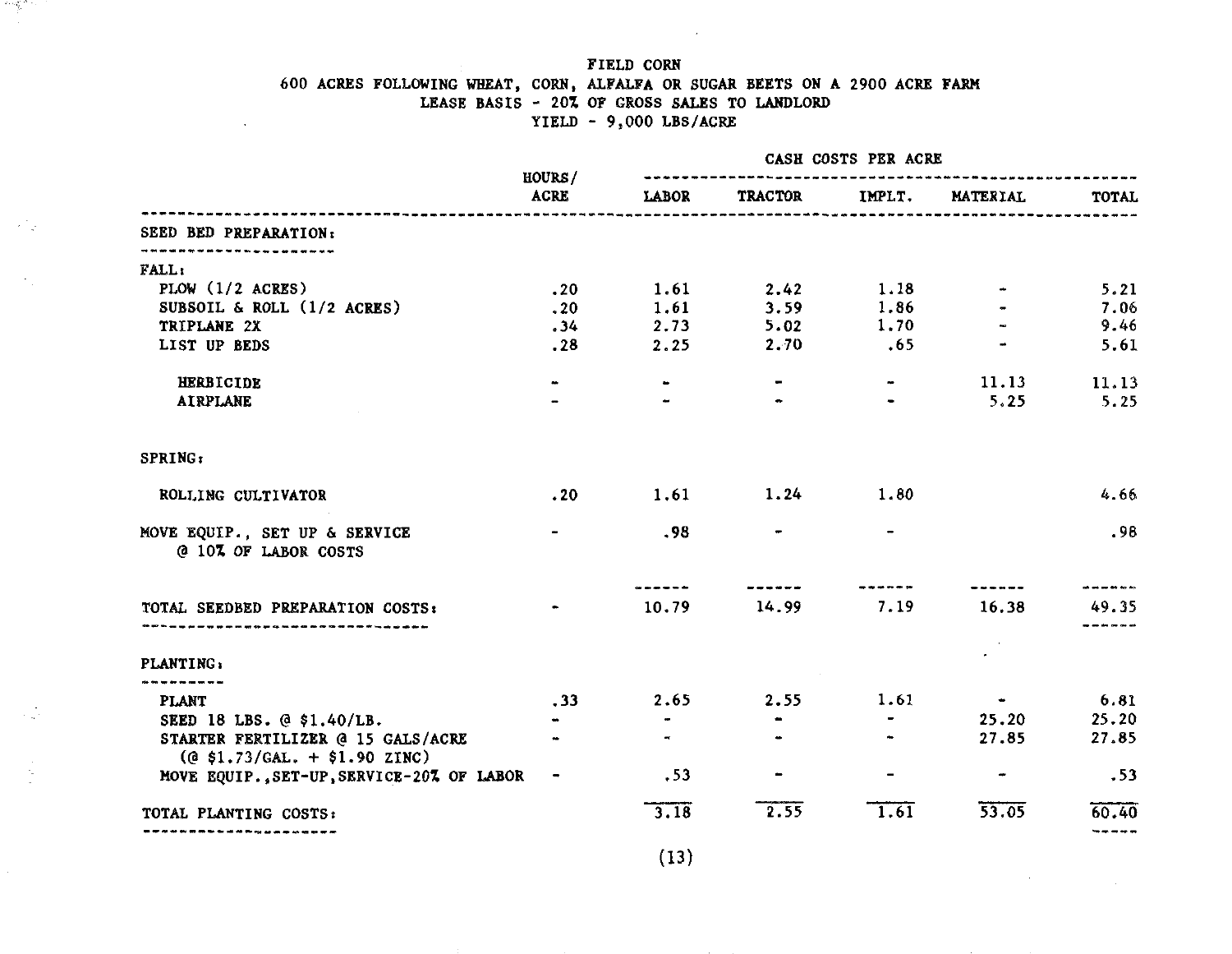FIELD CORN

600 ACRES FOLLOWING WHEAT, CORN, ALFALFA OR SUGAR BEETS ON A 2900 ACRE FARM

LEASE BASIS - 20% OF GROSS SALES TO LANDLORD

YIELD - 9,000 LBS/ACRE

| | HOURS/ ACRE | CASH COSTS PER ACRE | | | | |
|---|---|---|---|---|---|---|
| | | LABOR | TRACTOR | IMPLT. | MATERIAL | TOTAL |
| **SEED BED PREPARATION:** | | | | | | |
| FALL: | | | | | | |
| PLOW (1/2 ACRES) | .20 | 1.61 | 2.42 | 1.18 | - | 5.21 |
| SUBSOIL & ROLL (1/2 ACRES) | .20 | 1.61 | 3.59 | 1.86 | - | 7.06 |
| TRIPLANE 2X | .34 | 2.73 | 5.02 | 1.70 | - | 9.46 |
| LIST UP BEDS | .28 | 2.25 | 2.70 | .65 | - | 5.61 |
| HERBICIDE | - | - | - | - | 11.13 | 11.13 |
| AIRPLANE | - | - | - | - | 5.25 | 5.25 |
| SPRING: | | | | | | |
| ROLLING CULTIVATOR | .20 | 1.61 | 1.24 | 1.80 | | 4.66 |
| MOVE EQUIP., SET UP & SERVICE @ 10% OF LABOR COSTS | - | .98 | - | - | | .98 |
| **TOTAL SEEDBED PREPARATION COSTS:** | - | 10.79 | 14.99 | 7.19 | 16.38 | 49.35 |
| **PLANTING:** | | | | | | |
| PLANT | .33 | 2.65 | 2.55 | 1.61 | - | 6.81 |
| SEED 18 LBS. @ $1.40/LB. | - | - | - | - | 25.20 | 25.20 |
| STARTER FERTILIZER @ 15 GALS/ACRE (@ $1.73/GAL. + $1.90 ZINC) | - | - | - | - | 27.85 | 27.85 |
| MOVE EQUIP.,SET-UP,SERVICE-20% OF LABOR | - | .53 | - | - | - | .53 |
| **TOTAL PLANTING COSTS:** | | 3.18 | 2.55 | 1.61 | 53.05 | 60.40 |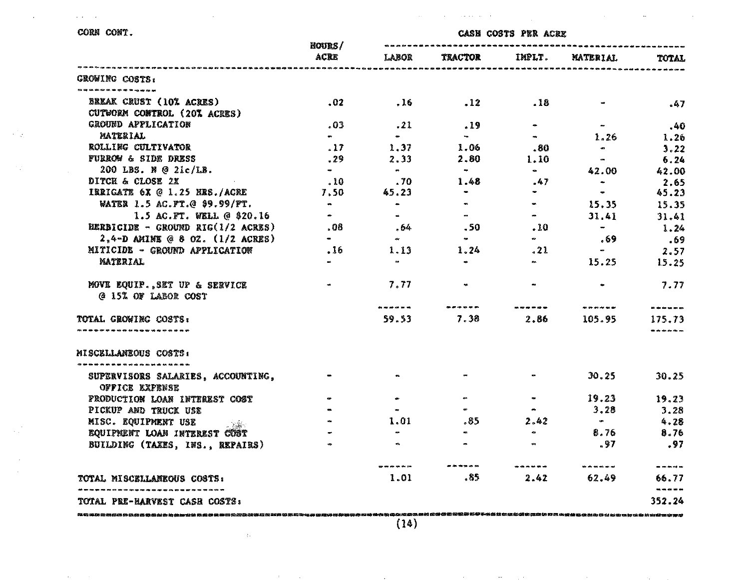CORN CONT.

| | HOURS/ ACRE | CASH COSTS PER ACRE | | | | |
|---|---|---|---|---|---|---|
| | | LABOR | TRACTOR | IMPLT. | MATERIAL | TOTAL |
| **GROWING COSTS:** | | | | | | |
| BREAK CRUST (10% ACRES) | .02 | .16 | .12 | .18 | - | .47 |
| CUTWORM CONTROL (20% ACRES) | | | | | | |
| GROUND APPLICATION | .03 | .21 | .19 | - | - | .40 |
| MATERIAL | - | - | - | - | 1.26 | 1.26 |
| ROLLING CULTIVATOR | .17 | 1.37 | 1.06 | .80 | - | 3.22 |
| FURROW & SIDE DRESS | .29 | 2.33 | 2.80 | 1.10 | - | 6.24 |
| 200 LBS. N @ 21c/LB. | - | - | - | - | 42.00 | 42.00 |
| DITCH & CLOSE 2X | .10 | .70 | 1.48 | .47 | - | 2.65 |
| IRRIGATE 6X @ 1.25 HRS./ACRE | 7.50 | 45.23 | - | - | - | 45.23 |
| WATER 1.5 AC.FT.@ $9.99/FT. | - | - | - | - | 15.35 | 15.35 |
| 1.5 AC.FT. WELL @ $20.16 | - | - | - | - | 31.41 | 31.41 |
| HERBICIDE - GROUND RIG(1/2 ACRES) | .08 | .64 | .50 | .10 | - | 1.24 |
| 2,4-D AMINE @ 8 OZ. (1/2 ACRES) | - | - | - | - | .69 | .69 |
| MITICIDE - GROUND APPLICATION | .16 | 1.13 | 1.24 | .21 | - | 2.57 |
| MATERIAL | - | - | - | - | 15.25 | 15.25 |
| MOVE EQUIP.,SET UP & SERVICE @ 15% OF LABOR COST | - | 7.77 | - | - | - | 7.77 |
| **TOTAL GROWING COSTS:** | | 59.53 | 7.38 | 2.86 | 105.95 | 175.73 |
| **MISCELLANEOUS COSTS:** | | | | | | |
| SUPERVISORS SALARIES, ACCOUNTING, OFFICE EXPENSE | - | - | - | - | 30.25 | 30.25 |
| PRODUCTION LOAN INTEREST COST | - | - | - | - | 19.23 | 19.23 |
| PICKUP AND TRUCK USE | - | - | - | - | 3.28 | 3.28 |
| MISC. EQUIPMENT USE | - | 1.01 | .85 | 2.42 | - | 4.28 |
| EQUIPMENT LOAN INTEREST COST | - | - | - | - | 8.76 | 8.76 |
| BUILDING (TAXES, INS., REPAIRS) | - | - | - | - | .97 | .97 |
| **TOTAL MISCELLANEOUS COSTS:** | | 1.01 | .85 | 2.42 | 62.49 | 66.77 |
| **TOTAL PRE-HARVEST CASH COSTS:** | | | | | | 352.24 |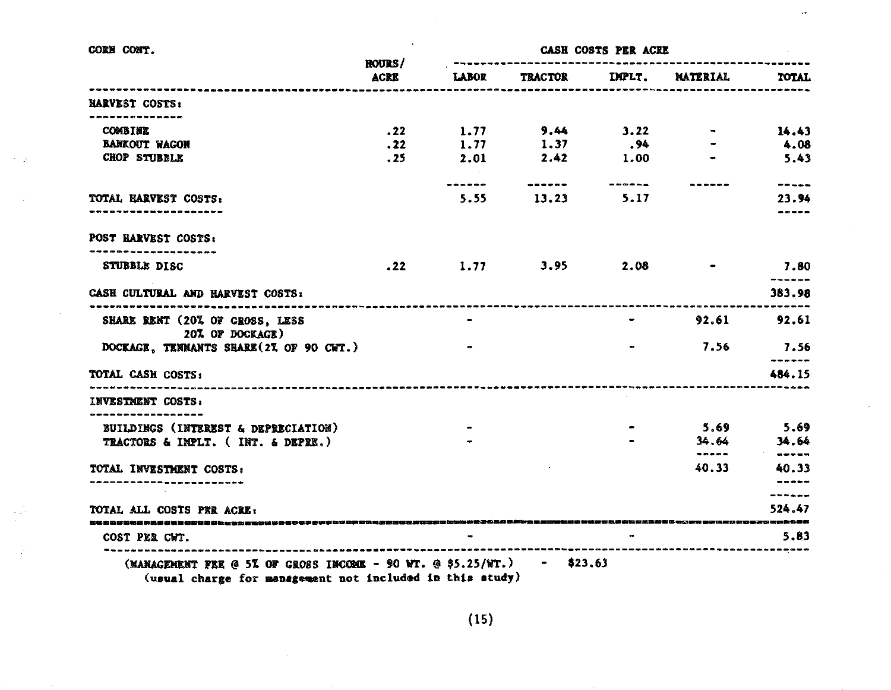CORN CONT.

| | HOURS/ ACRE | CASH COSTS PER ACRE LABOR | TRACTOR | IMPLT. | MATERIAL | TOTAL |
|---|---|---|---|---|---|---|
| **HARVEST COSTS:** | | | | | | |
| COMBINE | .22 | 1.77 | 9.44 | 3.22 | - | 14.43 |
| BANKOUT WAGON | .22 | 1.77 | 1.37 | .94 | - | 4.08 |
| CHOP STUBBLE | .25 | 2.01 | 2.42 | 1.00 | - | 5.43 |
| **TOTAL HARVEST COSTS:** | | 5.55 | 13.23 | 5.17 | | 23.94 |
| **POST HARVEST COSTS:** | | | | | | |
| STUBBLE DISC | .22 | 1.77 | 3.95 | 2.08 | - | 7.80 |
| **CASH CULTURAL AND HARVEST COSTS:** | | | | | | 383.98 |
| SHARE RENT (20% OF GROSS, LESS 20% OF DOCKAGE) | | - | | - | 92.61 | 92.61 |
| DOCKAGE, TENNANTS SHARE(2% OF 90 CWT.) | | - | | - | 7.56 | 7.56 |
| **TOTAL CASH COSTS:** | | | | | | 484.15 |
| **INVESTMENT COSTS:** | | | | | | |
| BUILDINGS (INTEREST & DEPRECIATION) | | - | | - | 5.69 | 5.69 |
| TRACTORS & IMPLT. ( INT. & DEPRE.) | | - | | - | 34.64 | 34.64 |
| **TOTAL INVESTMENT COSTS:** | | | | | 40.33 | 40.33 |
| **TOTAL ALL COSTS PER ACRE:** | | | | | | 524.47 |
| COST PER CWT. | | - | | - | | 5.83 |

(MANAGEMENT FEE @ 5% OF GROSS INCOME - 90 WT. @ $5.25/WT.) - $23.63
(usual charge for management not included in this study)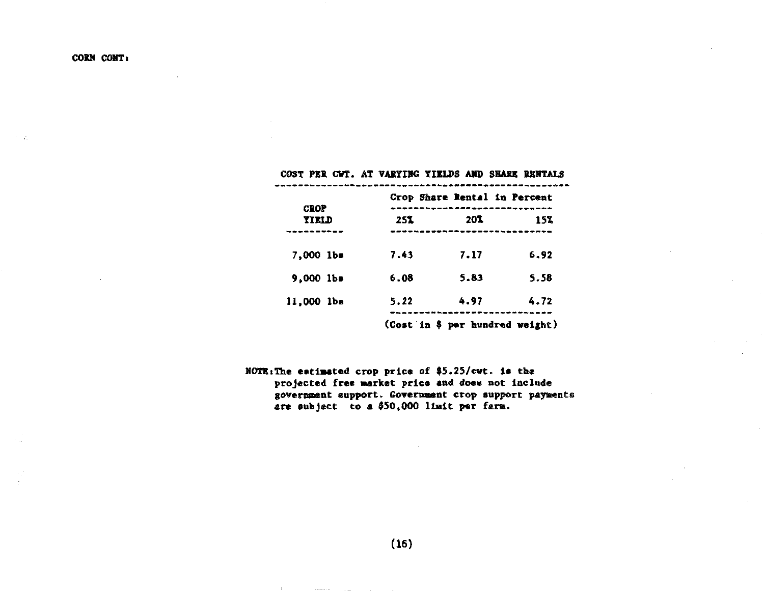CORN CONT:

COST PER CWT. AT VARYING YIELDS AND SHARE RENTALS

| CROP YIELD | Crop Share Rental in Percent | | |
|---|---|---|---|
| | 25% | 20% | 15% |
| 7,000 lbs | 7.43 | 7.17 | 6.92 |
| 9,000 lbs | 6.08 | 5.83 | 5.58 |
| 11,000 lbs | 5.22 | 4.97 | 4.72 |

(Cost in $ per hundred weight)

NOTE: The estimated crop price of $5.25/cwt. is the projected free market price and does not include government support. Government crop support payments are subject to a $50,000 limit per farm.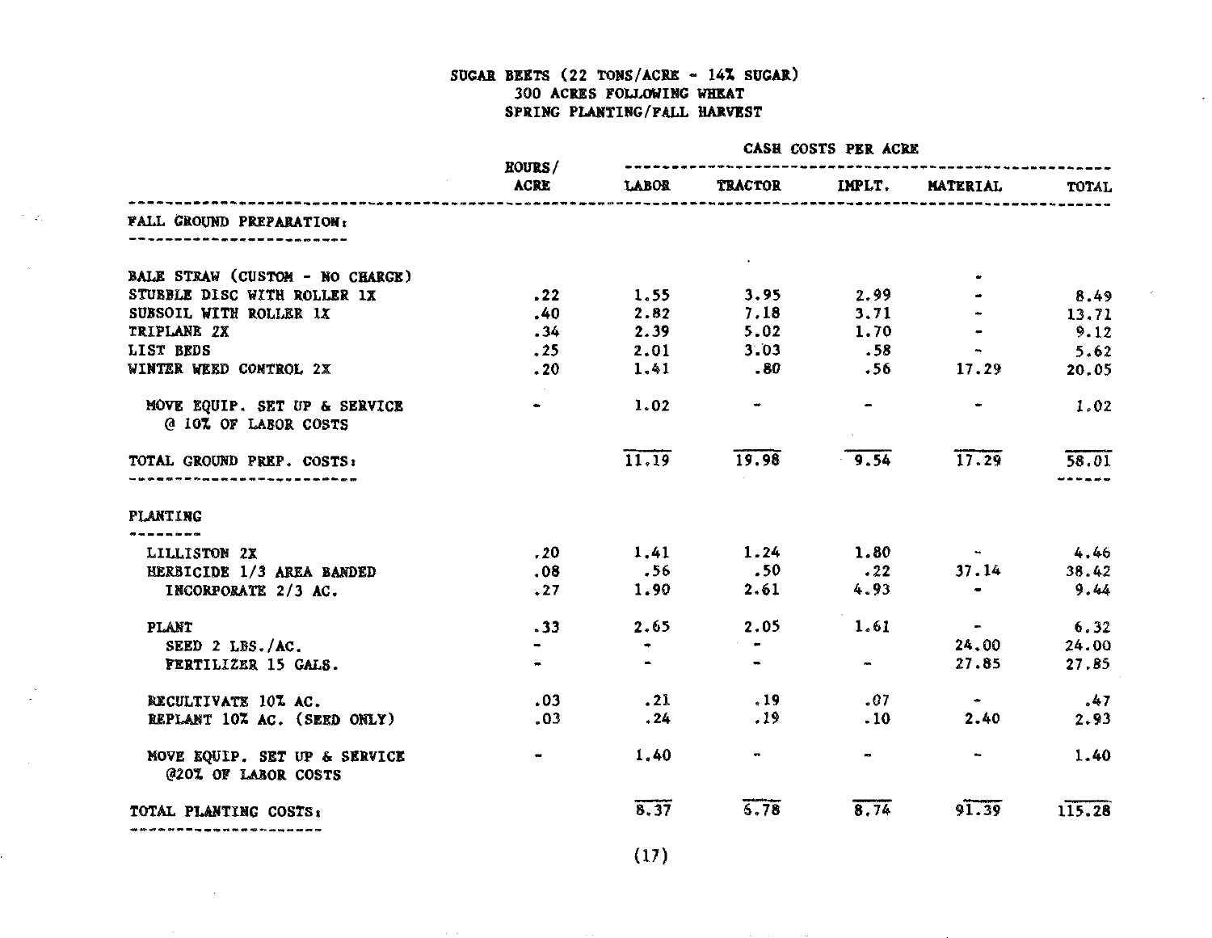# SUGAR BEETS (22 TONS/ACRE - 14% SUGAR)
## 300 ACRES FOLLOWING WHEAT
## SPRING PLANTING/FALL HARVEST

| | HOURS/ ACRE | CASH COSTS PER ACRE | | | | |
|---|---|---|---|---|---|---|
| | | LABOR | TRACTOR | IMPLT. | MATERIAL | TOTAL |
| **FALL GROUND PREPARATION:** | | | | | | |
| BALE STRAW (CUSTOM - NO CHARGE) | | | | | - | |
| STUBBLE DISC WITH ROLLER 1X | .22 | 1.55 | 3.95 | 2.99 | - | 8.49 |
| SUBSOIL WITH ROLLER 1X | .40 | 2.82 | 7.18 | 3.71 | - | 13.71 |
| TRIPLANE 2X | .34 | 2.39 | 5.02 | 1.70 | - | 9.12 |
| LIST BEDS | .25 | 2.01 | 3.03 | .58 | - | 5.62 |
| WINTER WEED CONTROL 2X | .20 | 1.41 | .80 | .56 | 17.29 | 20.05 |
| MOVE EQUIP. SET UP & SERVICE @ 10% OF LABOR COSTS | - | 1.02 | - | - | - | 1.02 |
| **TOTAL GROUND PREP. COSTS:** | | 11.19 | 19.98 | 9.54 | 17.29 | 58.01 |
| **PLANTING** | | | | | | |
| LILLISTON 2X | .20 | 1.41 | 1.24 | 1.80 | - | 4.46 |
| HERBICIDE 1/3 AREA BANDED | .08 | .56 | .50 | .22 | 37.14 | 38.42 |
| INCORPORATE 2/3 AC. | .27 | 1.90 | 2.61 | 4.93 | - | 9.44 |
| PLANT | .33 | 2.65 | 2.05 | 1.61 | - | 6.32 |
| SEED 2 LBS./AC. | - | - | - | | 24.00 | 24.00 |
| FERTILIZER 15 GALS. | - | - | - | - | 27.85 | 27.85 |
| RECULTIVATE 10% AC. | .03 | .21 | .19 | .07 | - | .47 |
| REPLANT 10% AC. (SEED ONLY) | .03 | .24 | .19 | .10 | 2.40 | 2.93 |
| MOVE EQUIP. SET UP & SERVICE @20% OF LABOR COSTS | - | 1.40 | - | - | - | 1.40 |
| **TOTAL PLANTING COSTS:** | | 8.37 | 6.78 | 8.74 | 91.39 | 115.28 |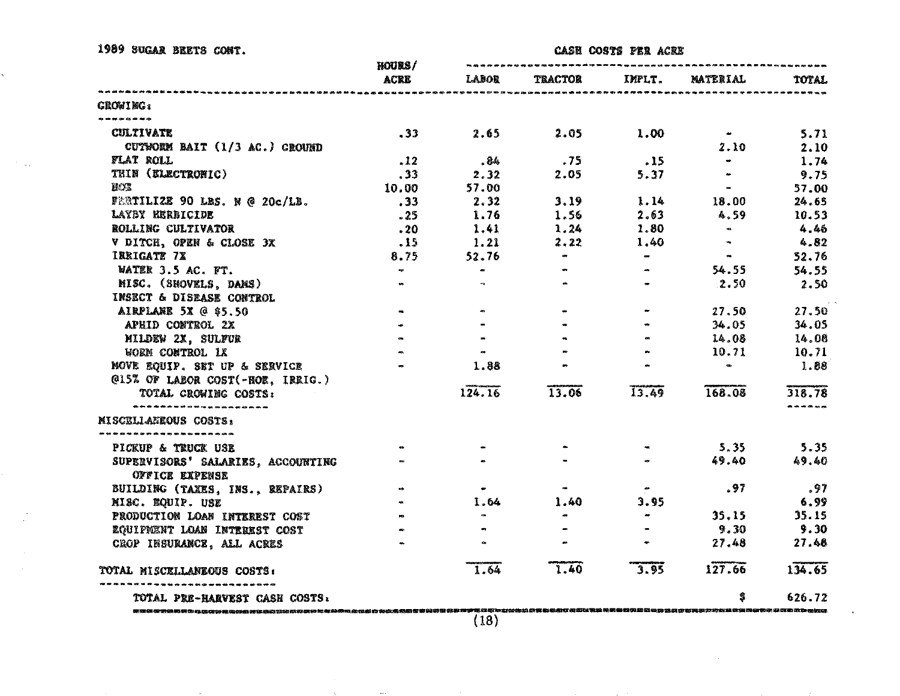1989 SUGAR BEETS CONT.

| | HOURS/ ACRE | CASH COSTS PER ACRE | | | | |
|---|---|---|---|---|---|---|
| | | LABOR | TRACTOR | IMPLT. | MATERIAL | TOTAL |
| **GROWING:** | | | | | | |
| CULTIVATE | .33 | 2.65 | 2.05 | 1.00 | - | 5.71 |
| CUTWORM BAIT (1/3 AC.) GROUND | | | | | 2.10 | 2.10 |
| FLAT ROLL | .12 | .84 | .75 | .15 | - | 1.74 |
| THIN (ELECTRONIC) | .33 | 2.32 | 2.05 | 5.37 | - | 9.75 |
| HOE | 10.00 | 57.00 | | | | 57.00 |
| FERTILIZE 90 LBS. N @ 20c/LB. | .33 | 2.32 | 3.19 | 1.14 | 18.00 | 24.65 |
| LAYBY HERBICIDE | .25 | 1.76 | 1.56 | 2.63 | 4.59 | 10.53 |
| ROLLING CULTIVATOR | .20 | 1.41 | 1.24 | 1.80 | - | 4.46 |
| V DITCH, OPEN & CLOSE 3X | .15 | 1.21 | 2.22 | 1.40 | - | 4.82 |
| IRRIGATE 7X | 8.75 | 52.76 | - | - | - | 52.76 |
| WATER 3.5 AC. FT. | - | - | - | - | 54.55 | 54.55 |
| MISC. (SHOVELS, DAMS) | - | - | - | - | 2.50 | 2.50 |
| INSECT & DISEASE CONTROL | | | | | | |
| AIRPLANE 5X @ $5.50 | - | - | - | - | 27.50 | 27.50 |
| APHID CONTROL 2X | - | - | - | - | 34.05 | 34.05 |
| MILDEW 2X, SULFUR | - | - | - | - | 14.08 | 14.08 |
| WORM CONTROL 1X | - | - | - | - | 10.71 | 10.71 |
| MOVE EQUIP. SET UP & SERVICE @15% OF LABOR COST(-HOE, IRRIG.) | - | 1.88 | - | - | - | 1.88 |
| TOTAL GROWING COSTS: | | 124.16 | 13.06 | 13.49 | 168.08 | 318.78 |
| **MISCELLANEOUS COSTS:** | | | | | | |
| PICKUP & TRUCK USE | - | - | - | - | 5.35 | 5.35 |
| SUPERVISORS' SALARIES, ACCOUNTING OFFICE EXPENSE | - | - | - | - | 49.40 | 49.40 |
| BUILDING (TAXES, INS., REPAIRS) | - | - | - | - | .97 | .97 |
| MISC. EQUIP. USE | - | 1.64 | 1.40 | 3.95 | | 6.99 |
| PRODUCTION LOAN INTEREST COST | - | - | - | - | 35.15 | 35.15 |
| EQUIPMENT LOAN INTEREST COST | - | - | - | - | 9.30 | 9.30 |
| CROP INSURANCE, ALL ACRES | - | - | - | - | 27.48 | 27.48 |
| TOTAL MISCELLANEOUS COSTS: | | 1.64 | 1.40 | 3.95 | 127.66 | 134.65 |
| TOTAL PRE-HARVEST CASH COSTS: | | | | | $ | 626.72 |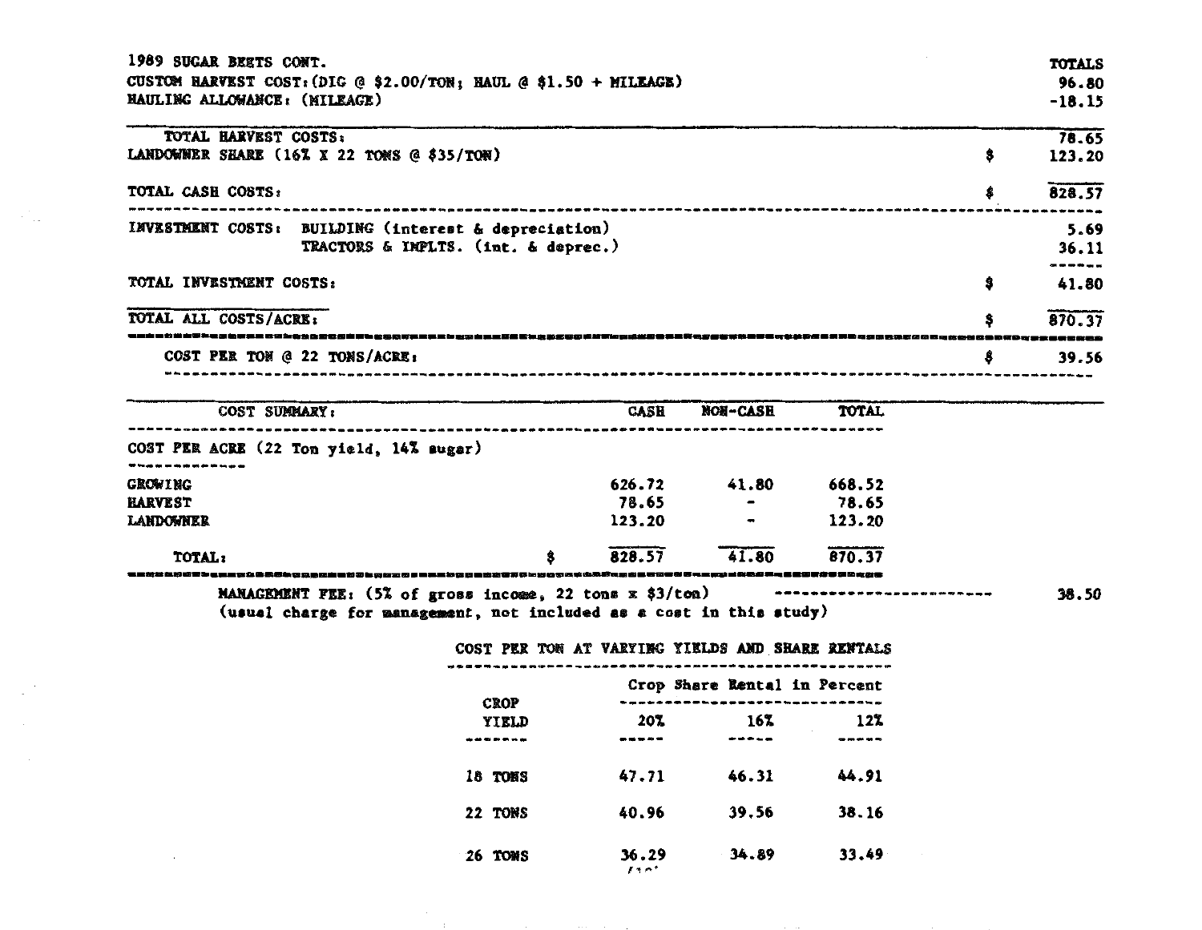1989 SUGAR BEETS CONT.

| | | TOTALS |
|---|---|---|
| CUSTOM HARVEST COST: (DIG @ $2.00/TON; HAUL @ $1.50 + MILEAGE) | | 96.80 |
| HAULING ALLOWANCE: (MILEAGE) | | -18.15 |
| TOTAL HARVEST COSTS: | | 78.65 |
| LANDOWNER SHARE (16% X 22 TONS @ $35/TON) | $ | 123.20 |
| TOTAL CASH COSTS: | $ | 828.57 |
| INVESTMENT COSTS: BUILDING (interest & depreciation) | | 5.69 |
| TRACTORS & IMPLTS. (int. & deprec.) | | 36.11 |
| TOTAL INVESTMENT COSTS: | $ | 41.80 |
| TOTAL ALL COSTS/ACRE: | $ | 870.37 |
| COST PER TON @ 22 TONS/ACRE: | $ | 39.56 |

| COST SUMMARY: | | CASH | NON-CASH | TOTAL |
|---|---|---|---|---|
| COST PER ACRE (22 Ton yield, 14% sugar) | | | | |
| GROWING | | 626.72 | 41.80 | 668.52 |
| HARVEST | | 78.65 | - | 78.65 |
| LANDOWNER | | 123.20 | - | 123.20 |
| TOTAL: | $ | 828.57 | 41.80 | 870.37 |

MANAGEMENT FEE: (5% of gross income, 22 tons x $3/ton) ------------------------ 38.50
(usual charge for management, not included as a cost in this study)

COST PER TON AT VARYING YIELDS AND SHARE RENTALS

| CROP YIELD | Crop Share Rental in Percent | | |
|---|---|---|---|
| | 20% | 16% | 12% |
| 18 TONS | 47.71 | 46.31 | 44.91 |
| 22 TONS | 40.96 | 39.56 | 38.16 |
| 26 TONS | 36.29 | 34.89 | 33.49 |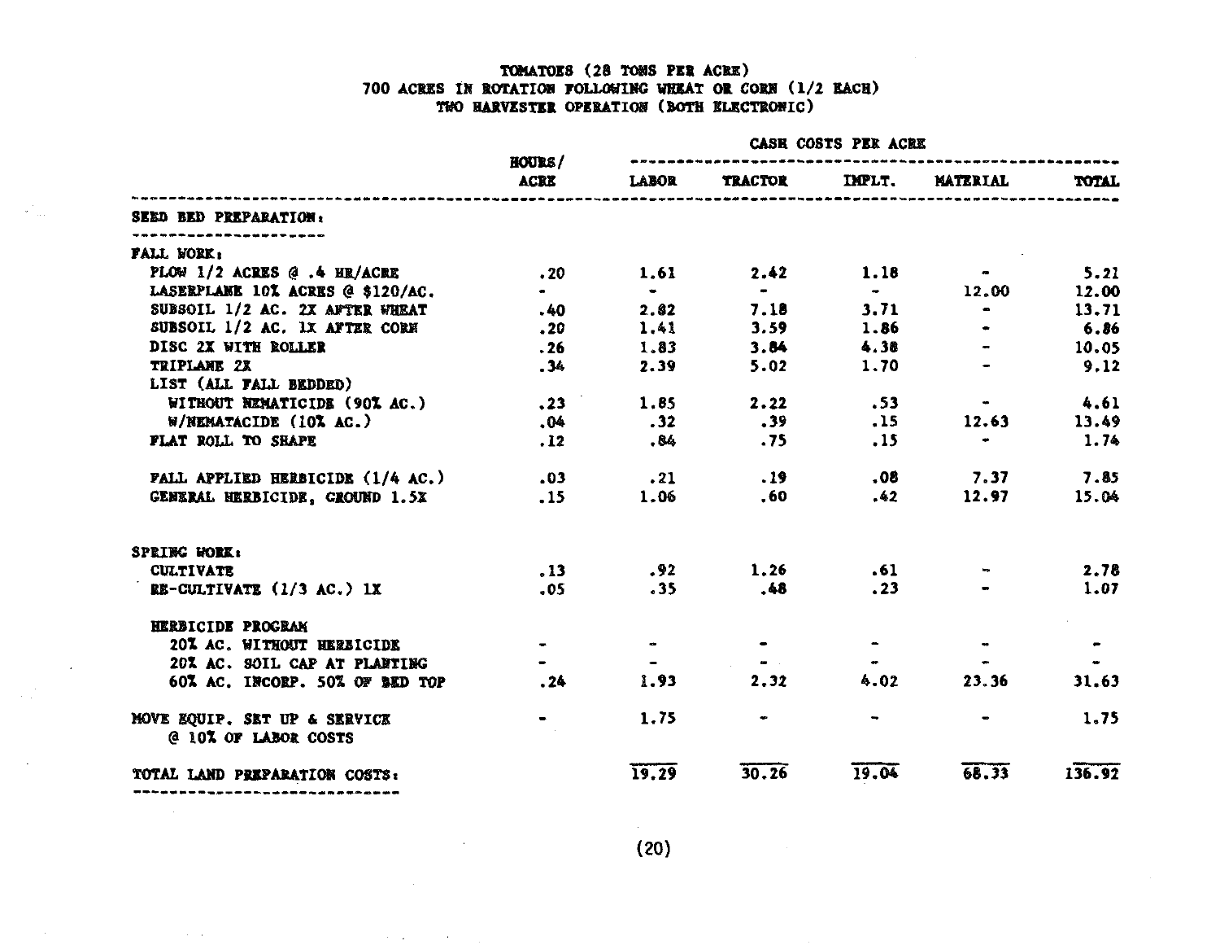# TOMATOES (28 TONS PER ACRE)
## 700 ACRES IN ROTATION FOLLOWING WHEAT OR CORN (1/2 EACH)
## TWO HARVESTER OPERATION (BOTH ELECTRONIC)

| | HOURS/ ACRE | CASH COSTS PER ACRE | | | | |
|---|---|---|---|---|---|---|
| | | LABOR | TRACTOR | IMPLT. | MATERIAL | TOTAL |
| **SEED BED PREPARATION:** | | | | | | |
| **FALL WORK:** | | | | | | |
| PLOW 1/2 ACRES @ .4 HR/ACRE | .20 | 1.61 | 2.42 | 1.18 | - | 5.21 |
| LASERPLANE 10% ACRES @ $120/AC. | - | - | - | - | 12.00 | 12.00 |
| SUBSOIL 1/2 AC. 2X AFTER WHEAT | .40 | 2.82 | 7.18 | 3.71 | - | 13.71 |
| SUBSOIL 1/2 AC. 1X AFTER CORN | .20 | 1.41 | 3.59 | 1.86 | - | 6.86 |
| DISC 2X WITH ROLLER | .26 | 1.83 | 3.84 | 4.38 | - | 10.05 |
| TRIPLANE 2X | .34 | 2.39 | 5.02 | 1.70 | - | 9.12 |
| LIST (ALL FALL BEDDED) | | | | | | |
| WITHOUT NEMATICIDE (90% AC.) | .23 | 1.85 | 2.22 | .53 | - | 4.61 |
| W/NEMATACIDE (10% AC.) | .04 | .32 | .39 | .15 | 12.63 | 13.49 |
| FLAT ROLL TO SHAPE | .12 | .84 | .75 | .15 | - | 1.74 |
| FALL APPLIED HERBICIDE (1/4 AC.) | .03 | .21 | .19 | .08 | 7.37 | 7.85 |
| GENERAL HERBICIDE, GROUND 1.5X | .15 | 1.06 | .60 | .42 | 12.97 | 15.04 |
| **SPRING WORK:** | | | | | | |
| CULTIVATE | .13 | .92 | 1.26 | .61 | - | 2.78 |
| RE-CULTIVATE (1/3 AC.) 1X | .05 | .35 | .48 | .23 | - | 1.07 |
| HERBICIDE PROGRAM | | | | | | |
| 20% AC. WITHOUT HERBICIDE | - | - | - | - | - | - |
| 20% AC. SOIL CAP AT PLANTING | - | - | - | - | - | - |
| 60% AC. INCORP. 50% OF BED TOP | .24 | 1.93 | 2.32 | 4.02 | 23.36 | 31.63 |
| MOVE EQUIP. SET UP & SERVICE @ 10% OF LABOR COSTS | - | 1.75 | - | - | - | 1.75 |
| **TOTAL LAND PREPARATION COSTS:** | | 19.29 | 30.26 | 19.04 | 68.33 | 136.92 |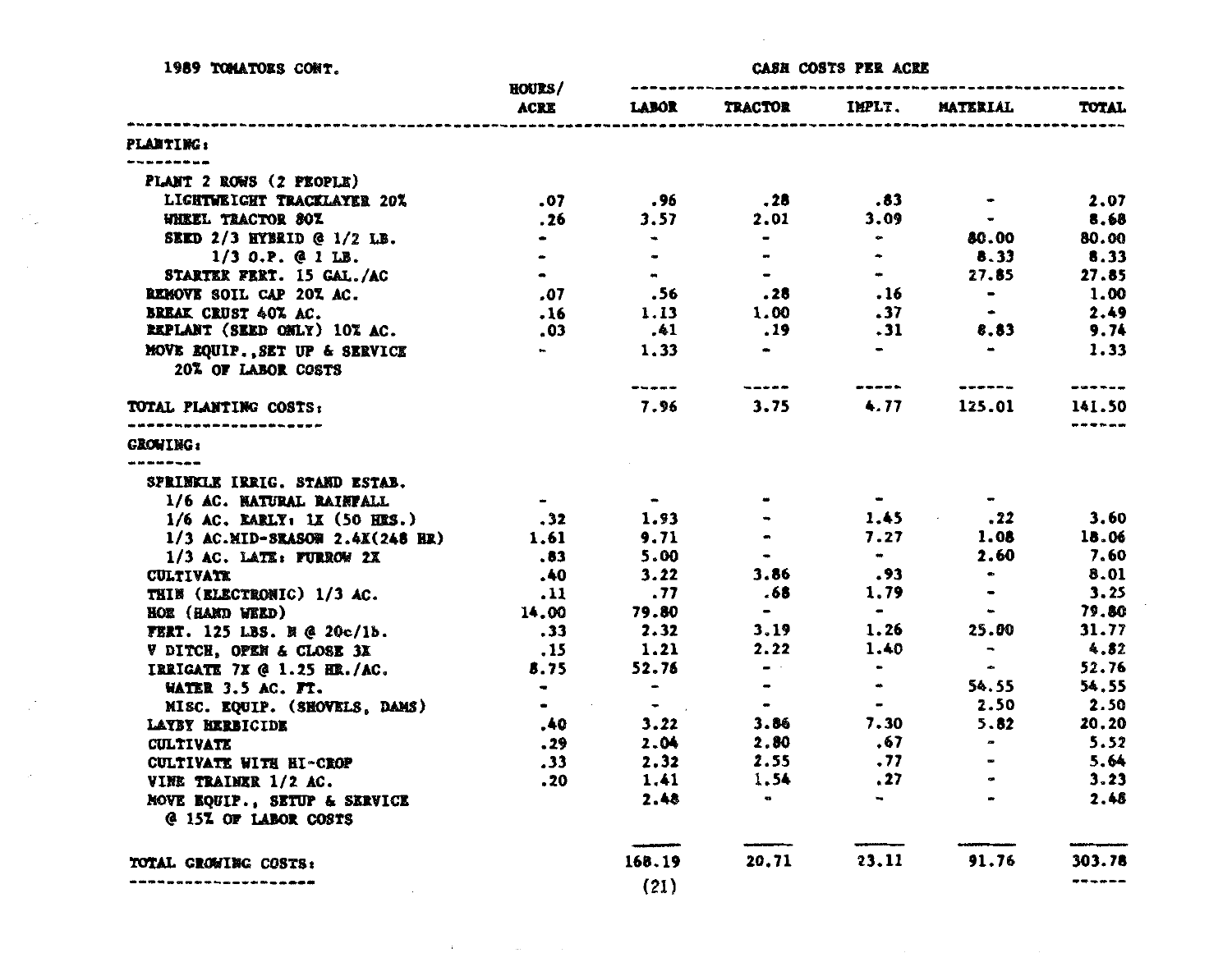1989 TOMATOES CONT.

| | HOURS/ ACRE | CASH COSTS PER ACRE | | | | |
|---|---|---|---|---|---|---|
| | | LABOR | TRACTOR | IMPLT. | MATERIAL | TOTAL |
| **PLANTING:** | | | | | | |
| PLANT 2 ROWS (2 PEOPLE) | | | | | | |
| LIGHTWEIGHT TRACKLAYER 20% | .07 | .96 | .28 | .83 | - | 2.07 |
| WHEEL TRACTOR 80% | .26 | 3.57 | 2.01 | 3.09 | - | 8.68 |
| SEED 2/3 HYBRID @ 1/2 LB. | - | - | - | - | 80.00 | 80.00 |
| 1/3 O.P. @ 1 LB. | - | - | - | - | 8.33 | 8.33 |
| STARTER FERT. 15 GAL./AC | - | - | - | - | 27.85 | 27.85 |
| REMOVE SOIL CAP 20% AC. | .07 | .56 | .28 | .16 | - | 1.00 |
| BREAK CRUST 40% AC. | .16 | 1.13 | 1.00 | .37 | - | 2.49 |
| REPLANT (SEED ONLY) 10% AC. | .03 | .41 | .19 | .31 | 8.83 | 9.74 |
| MOVE EQUIP.,SET UP & SERVICE 20% OF LABOR COSTS | - | 1.33 | - | - | - | 1.33 |
| **TOTAL PLANTING COSTS:** | | 7.96 | 3.75 | 4.77 | 125.01 | 141.50 |
| **GROWING:** | | | | | | |
| SPRINKLE IRRIG. STAND ESTAB. | | | | | | |
| 1/6 AC. NATURAL RAINFALL | - | - | - | - | - | |
| 1/6 AC. EARLY: 1X (50 HRS.) | .32 | 1.93 | - | 1.45 | .22 | 3.60 |
| 1/3 AC.MID-SEASON 2.4X(248 HR) | 1.61 | 9.71 | - | 7.27 | 1.08 | 18.06 |
| 1/3 AC. LATE: FURROW 2X | .83 | 5.00 | - | - | 2.60 | 7.60 |
| CULTIVATE | .40 | 3.22 | 3.86 | .93 | - | 8.01 |
| THIN (ELECTRONIC) 1/3 AC. | .11 | .77 | .68 | 1.79 | - | 3.25 |
| HOE (HAND WEED) | 14.00 | 79.80 | - | - | - | 79.80 |
| FERT. 125 LBS. N @ 20c/lb. | .33 | 2.32 | 3.19 | 1.26 | 25.00 | 31.77 |
| V DITCH, OPEN & CLOSE 3X | .15 | 1.21 | 2.22 | 1.40 | - | 4.82 |
| IRRIGATE 7X @ 1.25 HR./AC. | 8.75 | 52.76 | - | - | - | 52.76 |
| WATER 3.5 AC. FT. | - | - | - | - | 54.55 | 54.55 |
| MISC. EQUIP. (SHOVELS, DAMS) | - | - | - | - | 2.50 | 2.50 |
| LAYBY HERBICIDE | .40 | 3.22 | 3.86 | 7.30 | 5.82 | 20.20 |
| CULTIVATE | .29 | 2.04 | 2.80 | .67 | - | 5.52 |
| CULTIVATE WITH HI-CROP | .33 | 2.32 | 2.55 | .77 | - | 5.64 |
| VINE TRAINER 1/2 AC. | .20 | 1.41 | 1.54 | .27 | - | 3.23 |
| MOVE EQUIP., SETUP & SERVICE @ 15% OF LABOR COSTS | | 2.48 | - | - | - | 2.48 |
| **TOTAL GROWING COSTS:** | | 168.19 | 20.71 | 23.11 | 91.76 | 303.78 |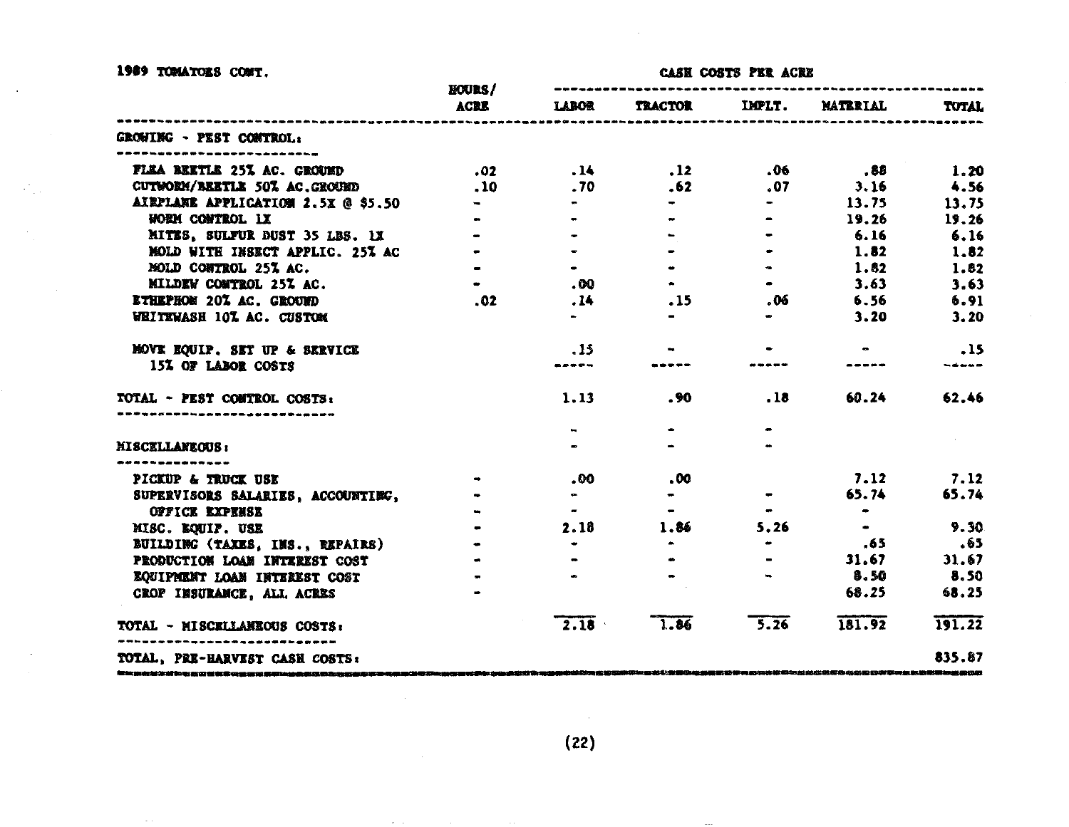1989 TOMATOES CONT.

| | HOURS/ ACRE | CASH COSTS PER ACRE LABOR | TRACTOR | IMPLT. | MATERIAL | TOTAL |
|---|---|---|---|---|---|---|
| **GROWING - PEST CONTROL:** | | | | | | |
| FLEA BEETLE 25% AC. GROUND | .02 | .14 | .12 | .06 | .88 | 1.20 |
| CUTWORM/BEETLE 50% AC.GROUND | .10 | .70 | .62 | .07 | 3.16 | 4.56 |
| AIRPLANE APPLICATION 2.5X @ $5.50 | - | - | - | - | 13.75 | 13.75 |
| WORM CONTROL 1X | - | - | - | - | 19.26 | 19.26 |
| MITES, SULFUR DUST 35 LBS. 1X | - | - | - | - | 6.16 | 6.16 |
| MOLD WITH INSECT APPLIC. 25% AC | - | - | - | - | 1.82 | 1.82 |
| MOLD CONTROL 25% AC. | - | - | - | - | 1.82 | 1.82 |
| MILDEW CONTROL 25% AC. | - | .00 | - | - | 3.63 | 3.63 |
| ETHEPHON 20% AC. GROUND | .02 | .14 | .15 | .06 | 6.56 | 6.91 |
| WHITEWASH 10% AC. CUSTOM | | - | - | - | 3.20 | 3.20 |
| MOVE EQUIP. SET UP & SERVICE 15% OF LABOR COSTS | | .15 | - | - | - | .15 |
| **TOTAL - PEST CONTROL COSTS:** | | 1.13 | .90 | .18 | 60.24 | 62.46 |
| **MISCELLANEOUS:** | | - | - | - | | |
| PICKUP & TRUCK USE | - | .00 | .00 | | 7.12 | 7.12 |
| SUPERVISORS SALARIES, ACCOUNTING, | - | - | - | - | 65.74 | 65.74 |
| OFFICE EXPENSE | - | - | - | - | - | |
| MISC. EQUIP. USE | - | 2.18 | 1.86 | 5.26 | - | 9.30 |
| BUILDING (TAXES, INS., REPAIRS) | - | - | - | - | .65 | .65 |
| PRODUCTION LOAN INTEREST COST | - | - | - | - | 31.67 | 31.67 |
| EQUIPMENT LOAN INTEREST COST | - | - | - | - | 8.50 | 8.50 |
| CROP INSURANCE, ALL ACRES | - | | | | 68.25 | 68.25 |
| **TOTAL - MISCELLANEOUS COSTS:** | | 2.18 | 1.86 | 5.26 | 181.92 | 191.22 |
| **TOTAL, PRE-HARVEST CASH COSTS:** | | | | | | 835.87 |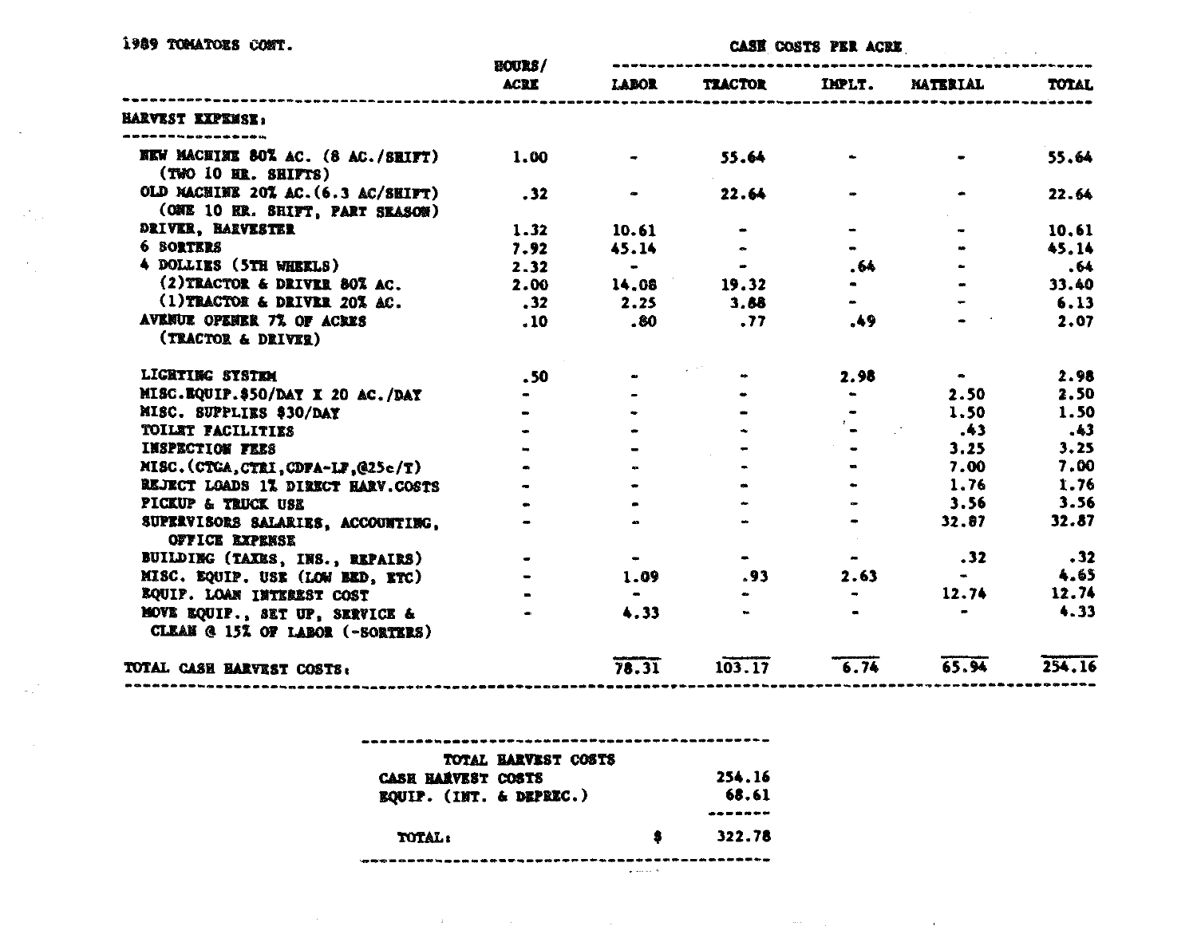1989 TOMATOES CONT.

| | HOURS/ ACRE | CASH COSTS PER ACRE LABOR | TRACTOR | IMPLT. | MATERIAL | TOTAL |
|---|---|---|---|---|---|---|
| **HARVEST EXPENSE:** | | | | | | |
| NEW MACHINE 80% AC. (8 AC./SHIFT) (TWO 10 HR. SHIFTS) | 1.00 | - | 55.64 | - | - | 55.64 |
| OLD MACHINE 20% AC. (6.3 AC/SHIFT) (ONE 10 HR. SHIFT, PART SEASON) | .32 | - | 22.64 | - | - | 22.64 |
| DRIVER, HARVESTER | 1.32 | 10.61 | - | - | - | 10.61 |
| 6 SORTERS | 7.92 | 45.14 | - | - | - | 45.14 |
| 4 DOLLIES (5TH WHEELS) | 2.32 | - | - | .64 | - | .64 |
| (2)TRACTOR & DRIVER 80% AC. | 2.00 | 14.08 | 19.32 | - | - | 33.40 |
| (1)TRACTOR & DRIVER 20% AC. | .32 | 2.25 | 3.88 | - | - | 6.13 |
| AVENUE OPENER 7% OF ACRES (TRACTOR & DRIVER) | .10 | .80 | .77 | .49 | - | 2.07 |
| LIGHTING SYSTEM | .50 | - | - | 2.98 | - | 2.98 |
| MISC.EQUIP.$50/DAY X 20 AC./DAY | - | - | - | - | 2.50 | 2.50 |
| MISC. SUPPLIES $30/DAY | - | - | - | - | 1.50 | 1.50 |
| TOILET FACILITIES | - | - | - | - | .43 | .43 |
| INSPECTION FEES | - | - | - | - | 3.25 | 3.25 |
| MISC.(CTGA,CTRI,CDFA-LF,@25c/T) | - | - | - | - | 7.00 | 7.00 |
| REJECT LOADS 1% DIRECT HARV.COSTS | - | - | - | - | 1.76 | 1.76 |
| PICKUP & TRUCK USE | - | - | - | - | 3.56 | 3.56 |
| SUPERVISORS SALARIES, ACCOUNTING, OFFICE EXPENSE | - | - | - | - | 32.87 | 32.87 |
| BUILDING (TAXES, INS., REPAIRS) | - | - | - | - | .32 | .32 |
| MISC. EQUIP. USE (LOW BED, ETC) | - | 1.09 | .93 | 2.63 | - | 4.65 |
| EQUIP. LOAN INTEREST COST | - | - | - | - | 12.74 | 12.74 |
| MOVE EQUIP., SET UP, SERVICE & CLEAN @ 15% OF LABOR (-SORTERS) | - | 4.33 | - | - | - | 4.33 |
| **TOTAL CASH HARVEST COSTS:** | | 78.31 | 103.17 | 6.74 | 65.94 | 254.16 |

| TOTAL HARVEST COSTS | |
|---|---|
| CASH HARVEST COSTS | 254.16 |
| EQUIP. (INT. & DEPREC.) | 68.61 |
| TOTAL: | $ 322.78 |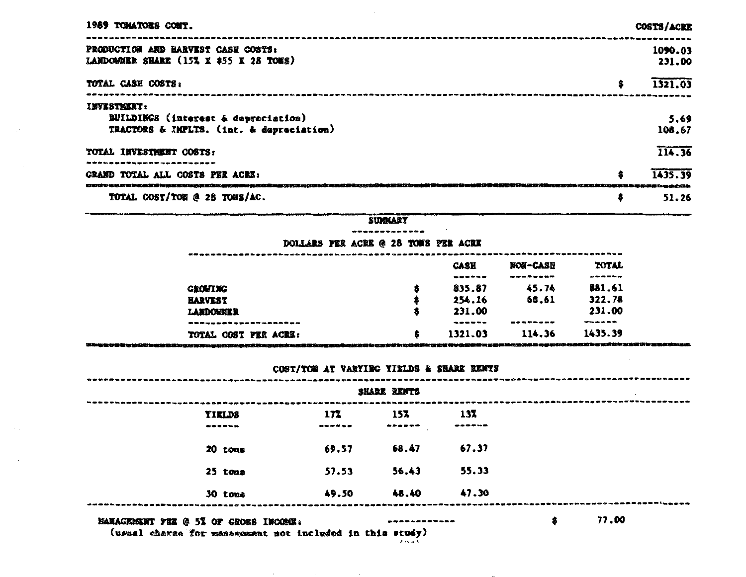1989 TOMATOES CONT. | COSTS/ACRE

| | | COSTS/ACRE |
|---|---|---|
| PRODUCTION AND HARVEST CASH COSTS: | | 1090.03 |
| LANDOWNER SHARE (15% X $55 X 28 TONS) | | 231.00 |
| TOTAL CASH COSTS: | $ | 1321.03 |
| INVESTMENT: | | |
| BUILDINGS (interest & depreciation) | | 5.69 |
| TRACTORS & IMPLTS. (int. & depreciation) | | 108.67 |
| TOTAL INVESTMENT COSTS: | | 114.36 |
| GRAND TOTAL ALL COSTS PER ACRE: | $ | 1435.39 |
| TOTAL COST/TON @ 28 TONS/AC. | $ | 51.26 |

## SUMMARY

DOLLARS PER ACRE @ 28 TONS PER ACRE

| | | CASH | NON-CASH | TOTAL |
|---|---|---|---|---|
| GROWING | $ | 835.87 | 45.74 | 881.61 |
| HARVEST | $ | 254.16 | 68.61 | 322.78 |
| LANDOWNER | $ | 231.00 | | 231.00 |
| TOTAL COST PER ACRE: | $ | 1321.03 | 114.36 | 1435.39 |

COST/TON AT VARYING YIELDS & SHARE RENTS

| | SHARE RENTS | | |
|---|---|---|---|
| YIELDS | 17% | 15% | 13% |
| 20 tons | 69.57 | 68.47 | 67.37 |
| 25 tons | 57.53 | 56.43 | 55.33 |
| 30 tons | 49.50 | 48.40 | 47.30 |

MANAGEMENT FEE @ 5% OF GROSS INCOME: ------------ $ 77.00
(usual charge for management not included in this study)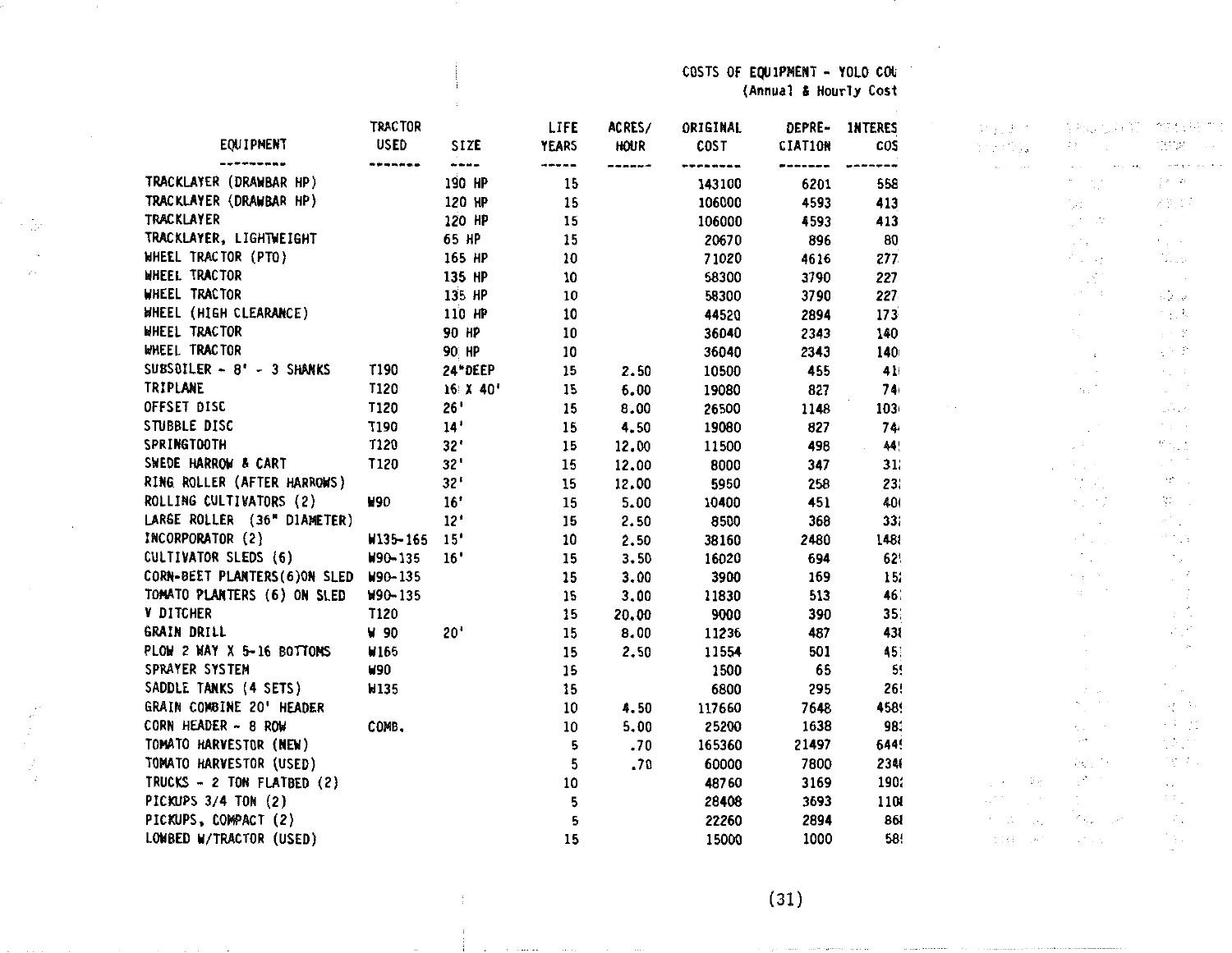COSTS OF EQUIPMENT - YOLO COU
(Annual & Hourly Cost

| EQUIPMENT | TRACTOR USED | SIZE | LIFE YEARS | ACRES/ HOUR | ORIGINAL COST | DEPRE- CIATION | INTERES COS |
|---|---|---|---|---|---|---|---|
| TRACKLAYER (DRAWBAR HP) | | 190 HP | 15 | | 143100 | 6201 | 558 |
| TRACKLAYER (DRAWBAR HP) | | 120 HP | 15 | | 106000 | 4593 | 413 |
| TRACKLAYER | | 120 HP | 15 | | 106000 | 4593 | 413 |
| TRACKLAYER, LIGHTWEIGHT | | 65 HP | 15 | | 20670 | 896 | 80 |
| WHEEL TRACTOR (PTO) | | 165 HP | 10 | | 71020 | 4616 | 277 |
| WHEEL TRACTOR | | 135 HP | 10 | | 58300 | 3790 | 227 |
| WHEEL TRACTOR | | 135 HP | 10 | | 58300 | 3790 | 227 |
| WHEEL (HIGH CLEARANCE) | | 110 HP | 10 | | 44520 | 2894 | 173 |
| WHEEL TRACTOR | | 90 HP | 10 | | 36040 | 2343 | 140 |
| WHEEL TRACTOR | | 90 HP | 10 | | 36040 | 2343 | 140 |
| SUBSOILER - 8' - 3 SHANKS | T190 | 24"DEEP | 15 | 2.50 | 10500 | 455 | 41 |
| TRIPLANE | T120 | 16 X 40' | 15 | 6.00 | 19080 | 827 | 74 |
| OFFSET DISC | T120 | 26' | 15 | 8.00 | 26500 | 1148 | 103 |
| STUBBLE DISC | T190 | 14' | 15 | 4.50 | 19080 | 827 | 74 |
| SPRINGTOOTH | T120 | 32' | 15 | 12.00 | 11500 | 498 | 44 |
| SWEDE HARROW & CART | T120 | 32' | 15 | 12.00 | 8000 | 347 | 31 |
| RING ROLLER (AFTER HARROWS) | | 32' | 15 | 12.00 | 5950 | 258 | 23 |
| ROLLING CULTIVATORS (2) | W90 | 16' | 15 | 5.00 | 10400 | 451 | 40 |
| LARGE ROLLER (36" DIAMETER) | | 12' | 15 | 2.50 | 8500 | 368 | 33 |
| INCORPORATOR (2) | W135-165 | 15' | 10 | 2.50 | 38160 | 2480 | 148 |
| CULTIVATOR SLEDS (6) | W90-135 | 16' | 15 | 3.50 | 16020 | 694 | 62 |
| CORN-BEET PLANTERS(6)ON SLED | W90-135 | | 15 | 3.00 | 3900 | 169 | 15 |
| TOMATO PLANTERS (6) ON SLED | W90-135 | | 15 | 3.00 | 11830 | 513 | 46 |
| V DITCHER | T120 | | 15 | 20.00 | 9000 | 390 | 35 |
| GRAIN DRILL | W 90 | 20' | 15 | 8.00 | 11236 | 487 | 43 |
| PLOW 2 WAY X 5-16 BOTTOMS | W165 | | 15 | 2.50 | 11554 | 501 | 45 |
| SPRAYER SYSTEM | W90 | | 15 | | 1500 | 65 | 5 |
| SADDLE TANKS (4 SETS) | W135 | | 15 | | 6800 | 295 | 26 |
| GRAIN COMBINE 20' HEADER | | | 10 | 4.50 | 117660 | 7648 | 458 |
| CORN HEADER - 8 ROW | COMB. | | 10 | 5.00 | 25200 | 1638 | 98 |
| TOMATO HARVESTOR (NEW) | | | 5 | .70 | 165360 | 21497 | 644 |
| TOMATO HARVESTOR (USED) | | | 5 | .70 | 60000 | 7800 | 234 |
| TRUCKS - 2 TON FLATBED (2) | | | 10 | | 48760 | 3169 | 190 |
| PICKUPS 3/4 TON (2) | | | 5 | | 28408 | 3693 | 110 |
| PICKUPS, COMPACT (2) | | | 5 | | 22260 | 2894 | 86 |
| LOWBED W/TRACTOR (USED) | | | 15 | | 15000 | 1000 | 58 |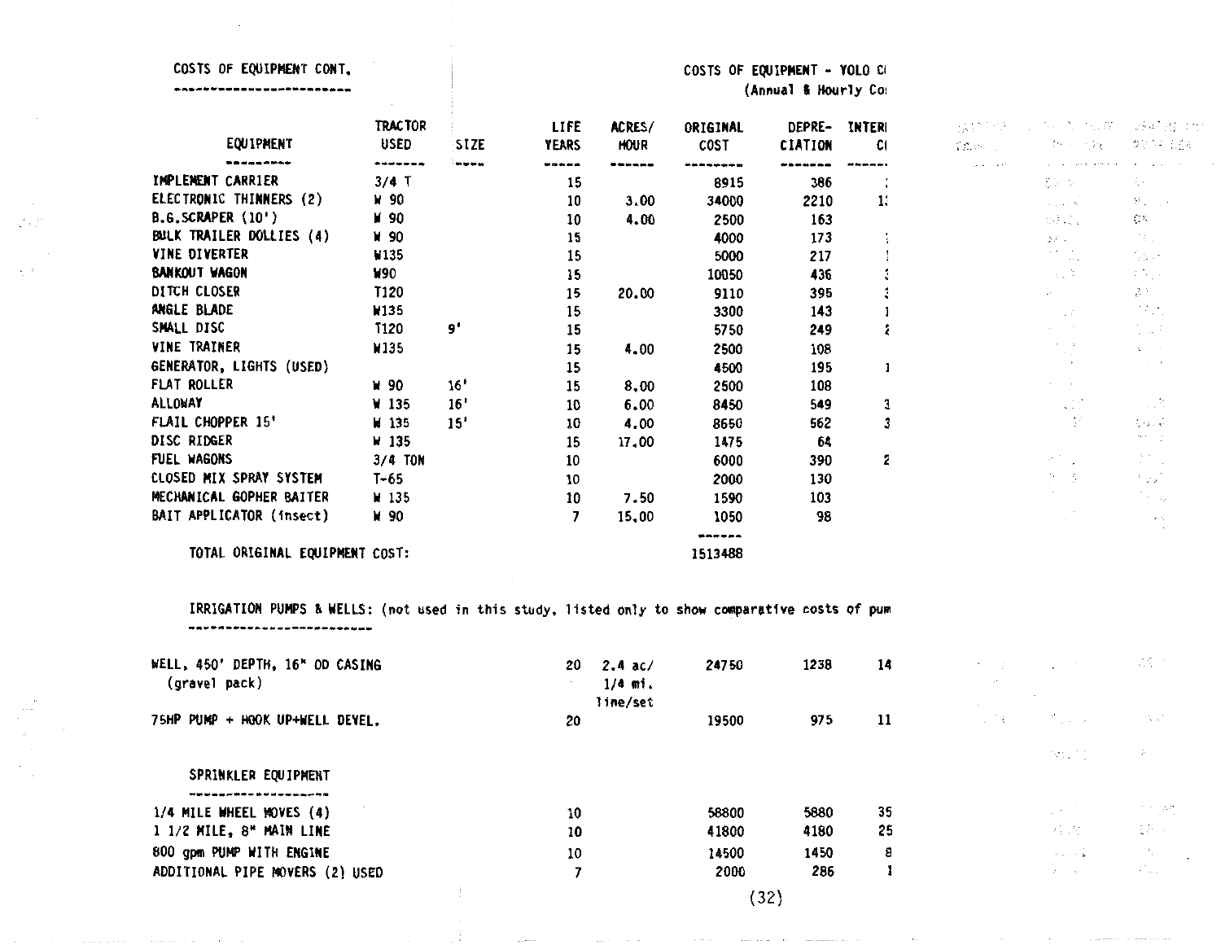COSTS OF EQUIPMENT CONT.

COSTS OF EQUIPMENT - YOLO C
(Annual & Hourly Co

| EQUIPMENT | TRACTOR USED | SIZE | LIFE YEARS | ACRES/ HOUR | ORIGINAL COST | DEPRE- CIATION | INTER C |
|---|---|---|---|---|---|---|---|
| IMPLEMENT CARRIER | 3/4 T | | 15 | | 8915 | 386 | |
| ELECTRONIC THINNERS (2) | W 90 | | 10 | 3.00 | 34000 | 2210 | 1 |
| B.G.SCRAPER (10') | W 90 | | 10 | 4.00 | 2500 | 163 | |
| BULK TRAILER DOLLIES (4) | W 90 | | 15 | | 4000 | 173 | |
| VINE DIVERTER | W135 | | 15 | | 5000 | 217 | |
| BANKOUT WAGON | W90 | | 15 | | 10050 | 436 | |
| DITCH CLOSER | T120 | | 15 | 20.00 | 9110 | 395 | |
| ANGLE BLADE | W135 | | 15 | | 3300 | 143 | 1 |
| SMALL DISC | T120 | 9' | 15 | | 5750 | 249 | |
| VINE TRAINER | W135 | | 15 | 4.00 | 2500 | 108 | |
| GENERATOR, LIGHTS (USED) | | | 15 | | 4500 | 195 | 1 |
| FLAT ROLLER | W 90 | 16' | 15 | 8.00 | 2500 | 108 | |
| ALLOWAY | W 135 | 16' | 10 | 6.00 | 8450 | 549 | 3 |
| FLAIL CHOPPER 15' | W 135 | 15' | 10 | 4.00 | 8650 | 562 | 3 |
| DISC RIDGER | W 135 | | 15 | 17.00 | 1475 | 64 | |
| FUEL WAGONS | 3/4 TON | | 10 | | 6000 | 390 | 2 |
| CLOSED MIX SPRAY SYSTEM | T-65 | | 10 | | 2000 | 130 | |
| MECHANICAL GOPHER BAITER | W 135 | | 10 | 7.50 | 1590 | 103 | |
| BAIT APPLICATOR (insect) | W 90 | | 7 | 15.00 | 1050 | 98 | |
| TOTAL ORIGINAL EQUIPMENT COST: | | | | | 1513488 | | |

IRRIGATION PUMPS & WELLS: (not used in this study, listed only to show comparative costs of pum

| EQUIPMENT | | | LIFE YEARS | ACRES/ HOUR | ORIGINAL COST | DEPRE- CIATION | INTER C |
|---|---|---|---|---|---|---|---|
| WELL, 450' DEPTH, 16" OD CASING (gravel pack) | | | 20 | 2.4 ac/ 1/4 mi. line/set | 24750 | 1238 | 14 |
| 75HP PUMP + HOOK UP+WELL DEVEL. | | | 20 | | 19500 | 975 | 11 |

SPRINKLER EQUIPMENT

| EQUIPMENT | | | LIFE YEARS | ACRES/ HOUR | ORIGINAL COST | DEPRE- CIATION | INTER C |
|---|---|---|---|---|---|---|---|
| 1/4 MILE WHEEL MOVES (4) | | | 10 | | 58800 | 5880 | 35 |
| 1 1/2 MILE, 8" MAIN LINE | | | 10 | | 41800 | 4180 | 25 |
| 800 gpm PUMP WITH ENGINE | | | 10 | | 14500 | 1450 | 8 |
| ADDITIONAL PIPE MOVERS (2) USED | | | 7 | | 2000 | 286 | 1 |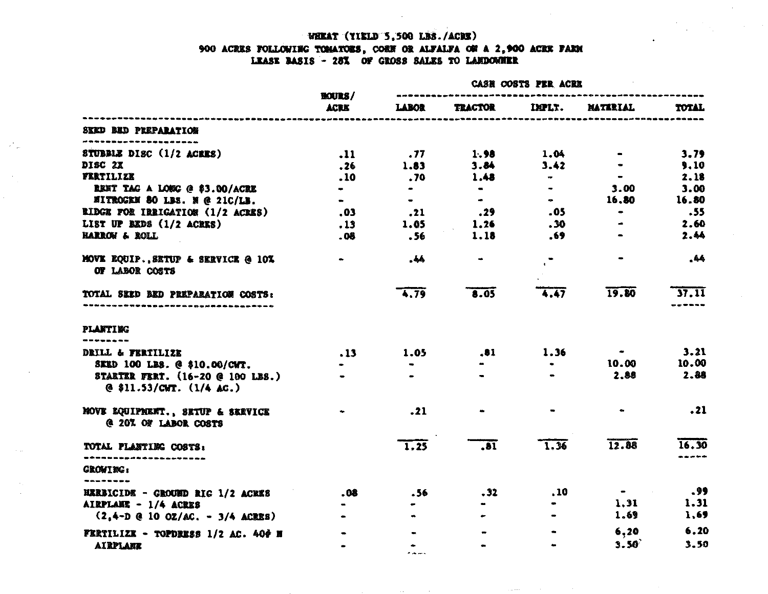# WHEAT (YIELD 5,500 LBS./ACRE)

## 900 ACRES FOLLOWING TOMATOES, CORN OR ALFALFA ON A 2,900 ACRE FARM

## LEASE BASIS - 28% OF GROSS SALES TO LANDOWNER

| | HOURS/ ACRE | CASH COSTS PER ACRE LABOR | TRACTOR | IMPLT. | MATERIAL | TOTAL |
|---|---|---|---|---|---|---|
| **SEED BED PREPARATION** | | | | | | |
| STUBBLE DISC (1/2 ACRES) | .11 | .77 | 1.98 | 1.04 | - | 3.79 |
| DISC 2X | .26 | 1.83 | 3.84 | 3.42 | - | 9.10 |
| FERTILIZE | .10 | .70 | 1.48 | - | - | 2.18 |
| RENT TAG A LONG @ $3.00/ACRE | - | - | - | - | 3.00 | 3.00 |
| NITROGEN 80 LBS. N @ 21C/LB. | - | - | - | - | 16.80 | 16.80 |
| RIDGE FOR IRRIGATION (1/2 ACRES) | .03 | .21 | .29 | .05 | - | .55 |
| LIST UP BEDS (1/2 ACRES) | .13 | 1.05 | 1.26 | .30 | - | 2.60 |
| HARROW & ROLL | .08 | .56 | 1.18 | .69 | - | 2.44 |
| MOVE EQUIP., SETUP & SERVICE @ 10% OF LABOR COSTS | - | .44 | - | - | - | .44 |
| TOTAL SEED BED PREPARATION COSTS: | | 4.79 | 8.05 | 4.47 | 19.80 | 37.11 |
| **PLANTING** | | | | | | |
| DRILL & FERTILIZE | .13 | 1.05 | .81 | 1.36 | - | 3.21 |
| SEED 100 LBS. @ $10.00/CWT. | - | - | - | - | 10.00 | 10.00 |
| STARTER FERT. (16-20 @ 100 LBS.) @ $11.53/CWT. (1/4 AC.) | - | - | - | - | 2.88 | 2.88 |
| MOVE EQUIPMENT., SETUP & SERVICE @ 20% OF LABOR COSTS | - | .21 | - | - | - | .21 |
| TOTAL PLANTING COSTS: | | 1.25 | .81 | 1.36 | 12.88 | 16.30 |
| **GROWING:** | | | | | | |
| HERBICIDE - GROUND RIG 1/2 ACRES | .08 | .56 | .32 | .10 | - | .99 |
| AIRPLANE - 1/4 ACRES | - | - | - | - | 1.31 | 1.31 |
| (2,4-D @ 10 OZ/AC. - 3/4 ACRES) | - | - | - | - | 1.69 | 1.69 |
| FERTILIZE - TOPDRESS 1/2 AC. 40# N | - | - | - | - | 6.20 | 6.20 |
| AIRPLANE | - | - | - | - | 3.50 | 3.50 |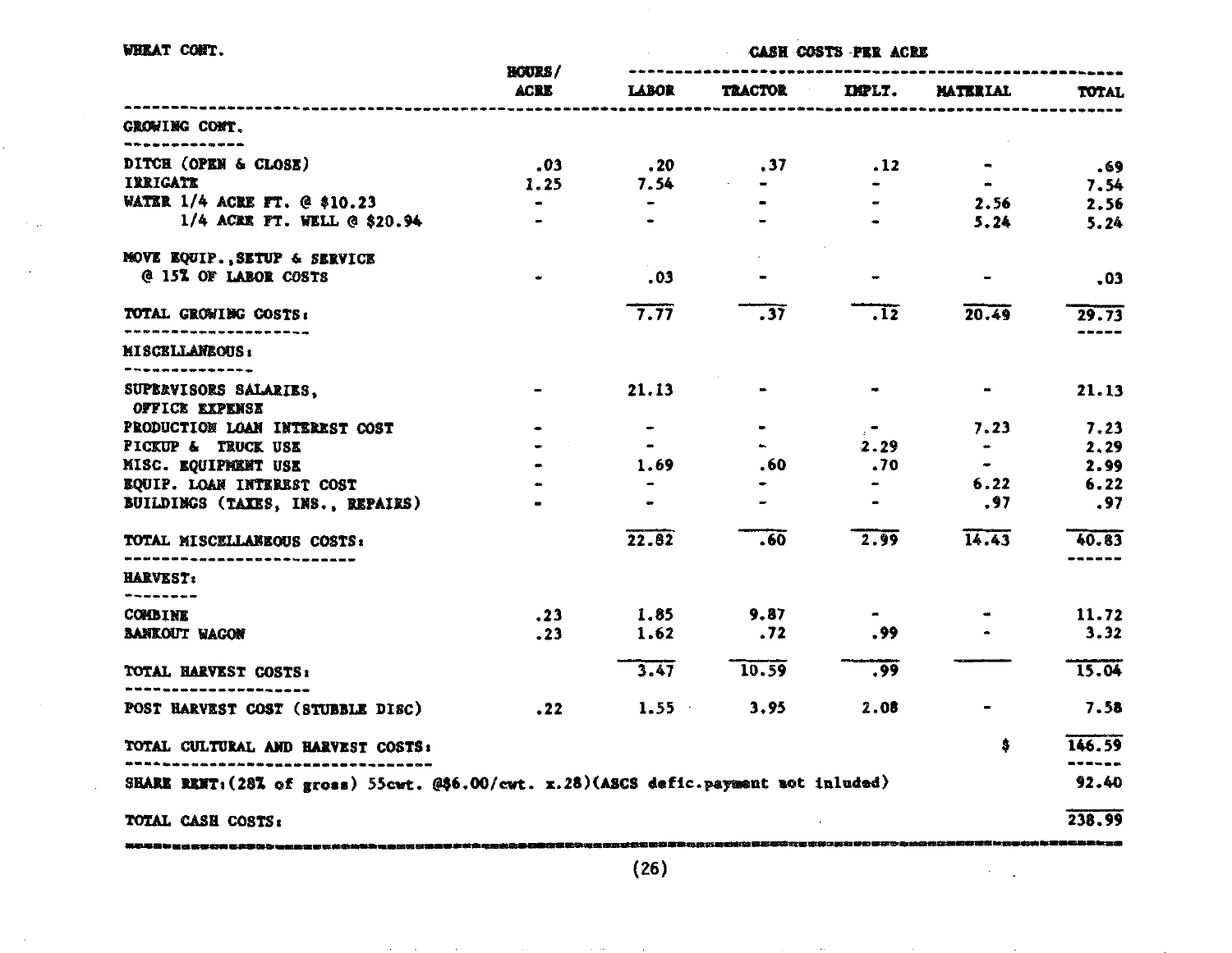WHEAT CONT.

| | HOURS/ ACRE | CASH COSTS PER ACRE | | | | |
|---|---|---|---|---|---|---|
| | | LABOR | TRACTOR | IMPLT. | MATERIAL | TOTAL |
| **GROWING CONT.** | | | | | | |
| DITCH (OPEN & CLOSE) | .03 | .20 | .37 | .12 | - | .69 |
| IRRIGATE | 1.25 | 7.54 | - | - | - | 7.54 |
| WATER 1/4 ACRE FT. @ $10.23 | - | - | - | - | 2.56 | 2.56 |
| 1/4 ACRE FT. WELL @ $20.94 | - | - | - | - | 5.24 | 5.24 |
| MOVE EQUIP., SETUP & SERVICE @ 15% OF LABOR COSTS | - | .03 | - | - | - | .03 |
| **TOTAL GROWING COSTS:** | | 7.77 | .37 | .12 | 20.49 | 29.73 |
| **MISCELLANEOUS:** | | | | | | |
| SUPERVISORS SALARIES, OFFICE EXPENSE | - | 21.13 | - | - | - | 21.13 |
| PRODUCTION LOAN INTEREST COST | - | - | - | - | 7.23 | 7.23 |
| PICKUP & TRUCK USE | - | - | - | 2.29 | - | 2.29 |
| MISC. EQUIPMENT USE | - | 1.69 | .60 | .70 | - | 2.99 |
| EQUIP. LOAN INTEREST COST | - | - | - | - | 6.22 | 6.22 |
| BUILDINGS (TAXES, INS., REPAIRS) | - | - | - | - | .97 | .97 |
| **TOTAL MISCELLANEOUS COSTS:** | | 22.82 | .60 | 2.99 | 14.43 | 40.83 |
| **HARVEST:** | | | | | | |
| COMBINE | .23 | 1.85 | 9.87 | - | - | 11.72 |
| BANKOUT WAGON | .23 | 1.62 | .72 | .99 | - | 3.32 |
| **TOTAL HARVEST COSTS:** | | 3.47 | 10.59 | .99 | | 15.04 |
| POST HARVEST COST (STUBBLE DISC) | .22 | 1.55 | 3.95 | 2.08 | - | 7.58 |
| **TOTAL CULTURAL AND HARVEST COSTS:** | | | | | $ | 146.59 |
| SHARE RENT: (28% of gross) 55cwt. @$6.00/cwt. x.28)(ASCS defic.payment not inluded) | | | | | | 92.40 |
| **TOTAL CASH COSTS:** | | | | | | 238.99 |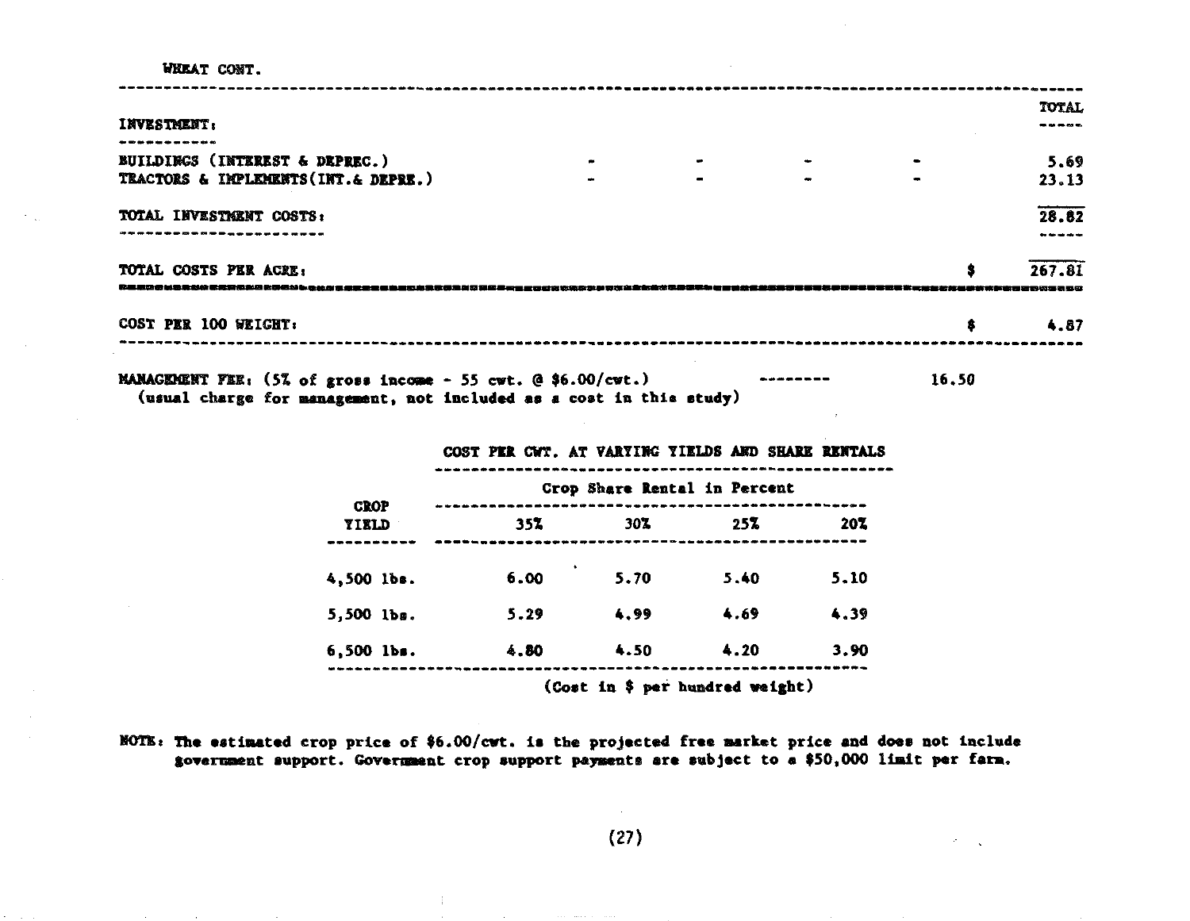WHEAT CONT.

| INVESTMENT: | | | | | TOTAL |
|---|---|---|---|---|---|
| BUILDINGS (INTEREST & DEPREC.) | - | - | - | - | 5.69 |
| TRACTORS & IMPLEMENTS(INT.& DEPRE.) | - | - | - | - | 23.13 |
| TOTAL INVESTMENT COSTS: | | | | | 28.82 |
| TOTAL COSTS PER ACRE: | | | | $ | 267.81 |
| COST PER 100 WEIGHT: | | | | $ | 4.87 |

MANAGEMENT FEE: (5% of gross income - 55 cwt. @ $6.00/cwt.) -------- 16.50
(usual charge for management, not included as a cost in this study)

**COST PER CWT. AT VARYING YIELDS AND SHARE RENTALS**

| CROP YIELD | Crop Share Rental in Percent | | | |
|---|---|---|---|---|
| | 35% | 30% | 25% | 20% |
| 4,500 lbs. | 6.00 | 5.70 | 5.40 | 5.10 |
| 5,500 lbs. | 5.29 | 4.99 | 4.69 | 4.39 |
| 6,500 lbs. | 4.80 | 4.50 | 4.20 | 3.90 |

(Cost in $ per hundred weight)

NOTE: The estimated crop price of $6.00/cwt. is the projected free market price and does not include government support. Government crop support payments are subject to a $50,000 limit per farm.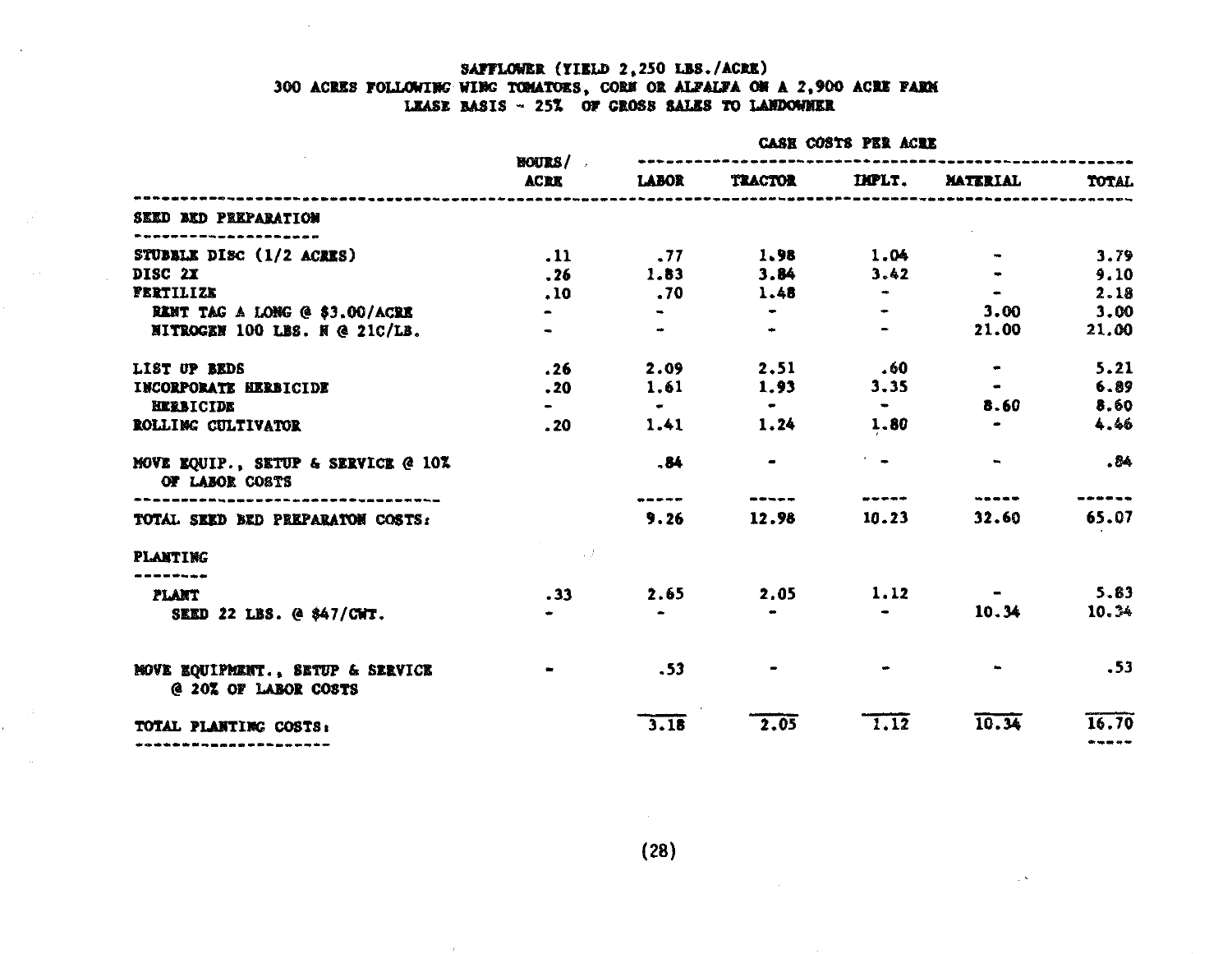SAFFLOWER (YIELD 2,250 LBS./ACRE)
300 ACRES FOLLOWING WING TOMATOES, CORN OR ALFALFA ON A 2,900 ACRE FARM
LEASE BASIS - 25% OF GROSS SALES TO LANDOWNER

| | HOURS/ ACRE | CASH COSTS PER ACRE | | | | |
|---|---|---|---|---|---|---|
| | | LABOR | TRACTOR | IMPLT. | MATERIAL | TOTAL |
| **SEED BED PREPARATION** | | | | | | |
| STUBBLE DISC (1/2 ACRES) | .11 | .77 | 1.98 | 1.04 | - | 3.79 |
| DISC 2X | .26 | 1.83 | 3.84 | 3.42 | - | 9.10 |
| FERTILIZE | .10 | .70 | 1.48 | - | - | 2.18 |
| RENT TAG A LONG @ $3.00/ACRE | - | - | - | - | 3.00 | 3.00 |
| NITROGEN 100 LBS. N @ 21C/LB. | - | - | - | - | 21.00 | 21.00 |
| LIST UP BEDS | .26 | 2.09 | 2.51 | .60 | - | 5.21 |
| INCORPORATE HERBICIDE | .20 | 1.61 | 1.93 | 3.35 | - | 6.89 |
| HERBICIDE | - | - | - | - | 8.60 | 8.60 |
| ROLLING CULTIVATOR | .20 | 1.41 | 1.24 | 1.80 | - | 4.46 |
| MOVE EQUIP., SETUP & SERVICE @ 10% OF LABOR COSTS | | .84 | - | - | - | .84 |
| TOTAL SEED BED PREPARATON COSTS: | | 9.26 | 12.98 | 10.23 | 32.60 | 65.07 |
| **PLANTING** | | | | | | |
| PLANT | .33 | 2.65 | 2.05 | 1.12 | - | 5.83 |
| SEED 22 LBS. @ $47/CWT. | - | - | - | - | 10.34 | 10.34 |
| MOVE EQUIPMENT., SETUP & SERVICE @ 20% OF LABOR COSTS | - | .53 | - | - | - | .53 |
| TOTAL PLANTING COSTS: | | 3.18 | 2.05 | 1.12 | 10.34 | 16.70 |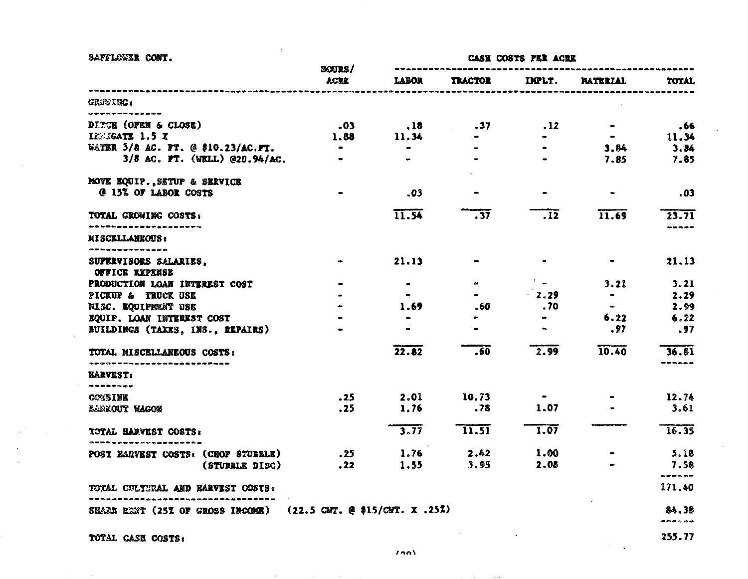SAFFLOWER CONT.

| | HOURS/ ACRE | CASH COSTS PER ACRE | | | | |
|---|---|---|---|---|---|---|
| | | LABOR | TRACTOR | IMPLT. | MATERIAL | TOTAL |
| **GROWING:** | | | | | | |
| DITCH (OPEN & CLOSE) | .03 | .18 | .37 | .12 | - | .66 |
| IRRIGATE 1.5 X | 1.88 | 11.34 | - | - | - | 11.34 |
| WATER 3/8 AC. FT. @ $10.23/AC.FT. | - | - | - | - | 3.84 | 3.84 |
| 3/8 AC. FT. (WELL) @20.94/AC. | - | - | - | - | 7.85 | 7.85 |
| MOVE EQUIP.,SETUP & SERVICE @ 15% OF LABOR COSTS | - | .03 | - | - | - | .03 |
| TOTAL GROWING COSTS: | | 11.54 | .37 | .12 | 11.69 | 23.71 |
| **MISCELLANEOUS:** | | | | | | |
| SUPERVISORS SALARIES, OFFICE EXPENSE | - | 21.13 | - | - | - | 21.13 |
| PRODUCTION LOAN INTEREST COST | - | - | - | - | 3.21 | 3.21 |
| PICKUP & TRUCK USE | - | - | - | 2.29 | - | 2.29 |
| MISC. EQUIPMENT USE | - | 1.69 | .60 | .70 | - | 2.99 |
| EQUIP. LOAN INTEREST COST | - | - | - | - | 6.22 | 6.22 |
| BUILDINGS (TAXES, INS., REPAIRS) | - | - | - | - | .97 | .97 |
| TOTAL MISCELLANEOUS COSTS: | | 22.82 | .60 | 2.99 | 10.40 | 36.81 |
| **HARVEST:** | | | | | | |
| COMBINE | .25 | 2.01 | 10.73 | - | - | 12.74 |
| BANKOUT WAGON | .25 | 1.76 | .78 | 1.07 | - | 3.61 |
| TOTAL HARVEST COSTS: | | 3.77 | 11.51 | 1.07 | | 16.35 |
| POST HARVEST COSTS: (CHOP STUBBLE) | .25 | 1.76 | 2.42 | 1.00 | - | 5.18 |
| (STUBBLE DISC) | .22 | 1.55 | 3.95 | 2.08 | - | 7.58 |
| TOTAL CULTURAL AND HARVEST COSTS: | | | | | | 171.40 |
| SHARE RENT (25% OF GROSS INCOME) (22.5 CWT. @ $15/CWT. X .25%) | | | | | | 84.38 |
| TOTAL CASH COSTS: | | | | | | 255.77 |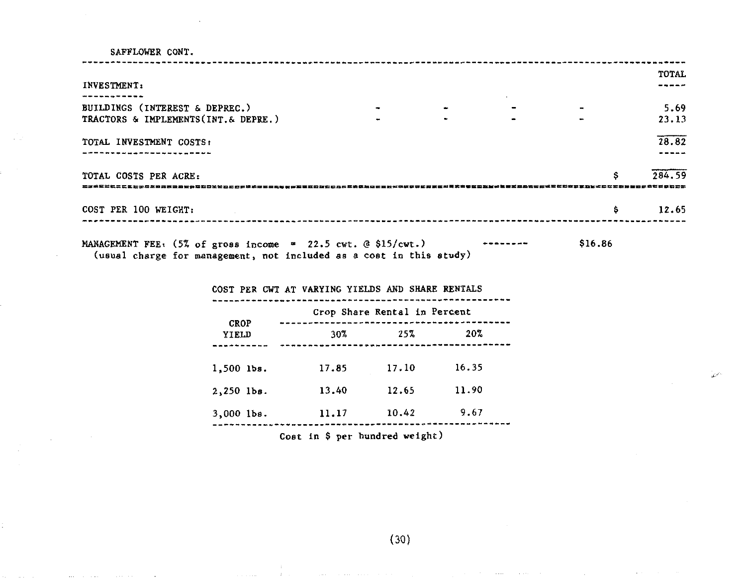SAFFLOWER CONT.

| | | | | | | TOTAL |
|---|---|---|---|---|---|---|
| **INVESTMENT:** | | | | | | |
| BUILDINGS (INTEREST & DEPREC.) | - | - | - | - | | 5.69 |
| TRACTORS & IMPLEMENTS(INT.& DEPRE.) | - | - | - | - | | 23.13 |
| **TOTAL INVESTMENT COSTS:** | | | | | | 28.82 |
| **TOTAL COSTS PER ACRE:** | | | | | $ | 284.59 |
| **COST PER 100 WEIGHT:** | | | | | $ | 12.65 |

MANAGEMENT FEE: (5% of gross income = 22.5 cwt. @ $15/cwt.) -------- $16.86
(usual charge for management, not included as a cost in this study)

COST PER CWT AT VARYING YIELDS AND SHARE RENTALS

| CROP YIELD | Crop Share Rental in Percent | | |
|---|---|---|---|
| | 30% | 25% | 20% |
| 1,500 lbs. | 17.85 | 17.10 | 16.35 |
| 2,250 lbs. | 13.40 | 12.65 | 11.90 |
| 3,000 lbs. | 11.17 | 10.42 | 9.67 |

Cost in $ per hundred weight)